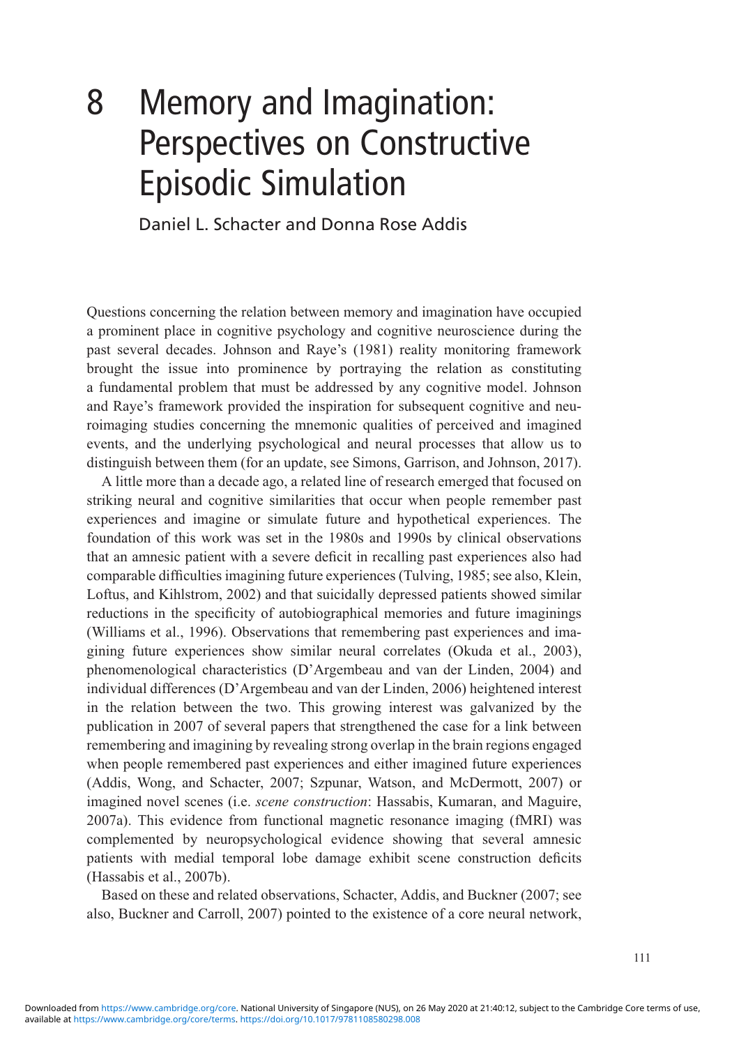# 8 Memory and Imagination: Perspectives on Constructive Episodic Simulation

Daniel L. Schacter and Donna Rose Addis

Questions concerning the relation between memory and imagination have occupied a prominent place in cognitive psychology and cognitive neuroscience during the past several decades. Johnson and Raye's (1981) reality monitoring framework brought the issue into prominence by portraying the relation as constituting a fundamental problem that must be addressed by any cognitive model. Johnson and Raye's framework provided the inspiration for subsequent cognitive and neuroimaging studies concerning the mnemonic qualities of perceived and imagined events, and the underlying psychological and neural processes that allow us to distinguish between them (for an update, see Simons, Garrison, and Johnson, 2017).

A little more than a decade ago, a related line of research emerged that focused on striking neural and cognitive similarities that occur when people remember past experiences and imagine or simulate future and hypothetical experiences. The foundation of this work was set in the 1980s and 1990s by clinical observations that an amnesic patient with a severe deficit in recalling past experiences also had comparable difficulties imagining future experiences (Tulving, 1985; see also, Klein, Loftus, and Kihlstrom, 2002) and that suicidally depressed patients showed similar reductions in the specificity of autobiographical memories and future imaginings (Williams et al., 1996). Observations that remembering past experiences and imagining future experiences show similar neural correlates (Okuda et al., 2003), phenomenological characteristics (D'Argembeau and van der Linden, 2004) and individual differences (D'Argembeau and van der Linden, 2006) heightened interest in the relation between the two. This growing interest was galvanized by the publication in 2007 of several papers that strengthened the case for a link between remembering and imagining by revealing strong overlap in the brain regions engaged when people remembered past experiences and either imagined future experiences (Addis, Wong, and Schacter, 2007; Szpunar, Watson, and McDermott, 2007) or imagined novel scenes (i.e. *scene construction*: Hassabis, Kumaran, and Maguire, 2007a). This evidence from functional magnetic resonance imaging (fMRI) was complemented by neuropsychological evidence showing that several amnesic patients with medial temporal lobe damage exhibit scene construction deficits (Hassabis et al., 2007b).

Based on these and related observations, Schacter, Addis, and Buckner (2007; see also, Buckner and Carroll, 2007) pointed to the existence of a core neural network,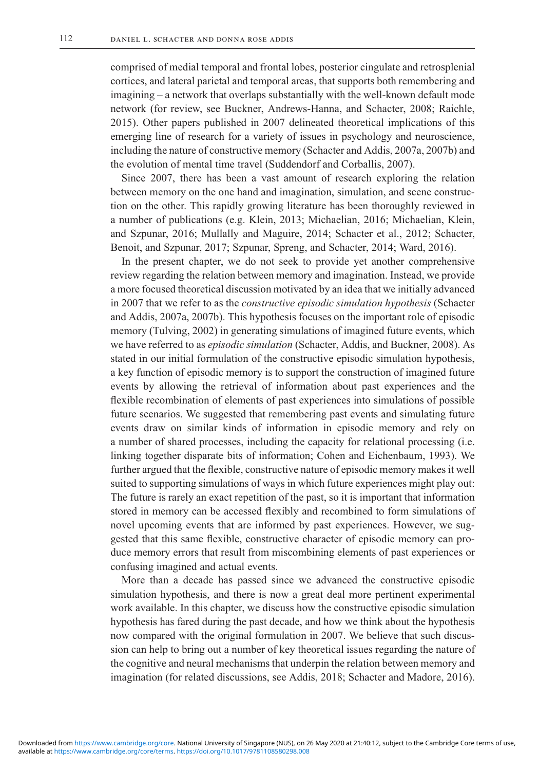comprised of medial temporal and frontal lobes, posterior cingulate and retrosplenial cortices, and lateral parietal and temporal areas, that supports both remembering and imagining – a network that overlaps substantially with the well-known default mode network (for review, see Buckner, Andrews-Hanna, and Schacter, 2008; Raichle, 2015). Other papers published in 2007 delineated theoretical implications of this emerging line of research for a variety of issues in psychology and neuroscience, including the nature of constructive memory (Schacter and Addis, 2007a, 2007b) and the evolution of mental time travel (Suddendorf and Corballis, 2007).

Since 2007, there has been a vast amount of research exploring the relation between memory on the one hand and imagination, simulation, and scene construction on the other. This rapidly growing literature has been thoroughly reviewed in a number of publications (e.g. Klein, 2013; Michaelian, 2016; Michaelian, Klein, and Szpunar, 2016; Mullally and Maguire, 2014; Schacter et al., 2012; Schacter, Benoit, and Szpunar, 2017; Szpunar, Spreng, and Schacter, 2014; Ward, 2016).

In the present chapter, we do not seek to provide yet another comprehensive review regarding the relation between memory and imagination. Instead, we provide a more focused theoretical discussion motivated by an idea that we initially advanced in 2007 that we refer to as the *constructive episodic simulation hypothesis* (Schacter and Addis, 2007a, 2007b). This hypothesis focuses on the important role of episodic memory (Tulving, 2002) in generating simulations of imagined future events, which we have referred to as *episodic simulation* (Schacter, Addis, and Buckner, 2008). As stated in our initial formulation of the constructive episodic simulation hypothesis, a key function of episodic memory is to support the construction of imagined future events by allowing the retrieval of information about past experiences and the flexible recombination of elements of past experiences into simulations of possible future scenarios. We suggested that remembering past events and simulating future events draw on similar kinds of information in episodic memory and rely on a number of shared processes, including the capacity for relational processing (i.e. linking together disparate bits of information; Cohen and Eichenbaum, 1993). We further argued that the flexible, constructive nature of episodic memory makes it well suited to supporting simulations of ways in which future experiences might play out: The future is rarely an exact repetition of the past, so it is important that information stored in memory can be accessed flexibly and recombined to form simulations of novel upcoming events that are informed by past experiences. However, we suggested that this same flexible, constructive character of episodic memory can produce memory errors that result from miscombining elements of past experiences or confusing imagined and actual events.

More than a decade has passed since we advanced the constructive episodic simulation hypothesis, and there is now a great deal more pertinent experimental work available. In this chapter, we discuss how the constructive episodic simulation hypothesis has fared during the past decade, and how we think about the hypothesis now compared with the original formulation in 2007. We believe that such discussion can help to bring out a number of key theoretical issues regarding the nature of the cognitive and neural mechanisms that underpin the relation between memory and imagination (for related discussions, see Addis, 2018; Schacter and Madore, 2016).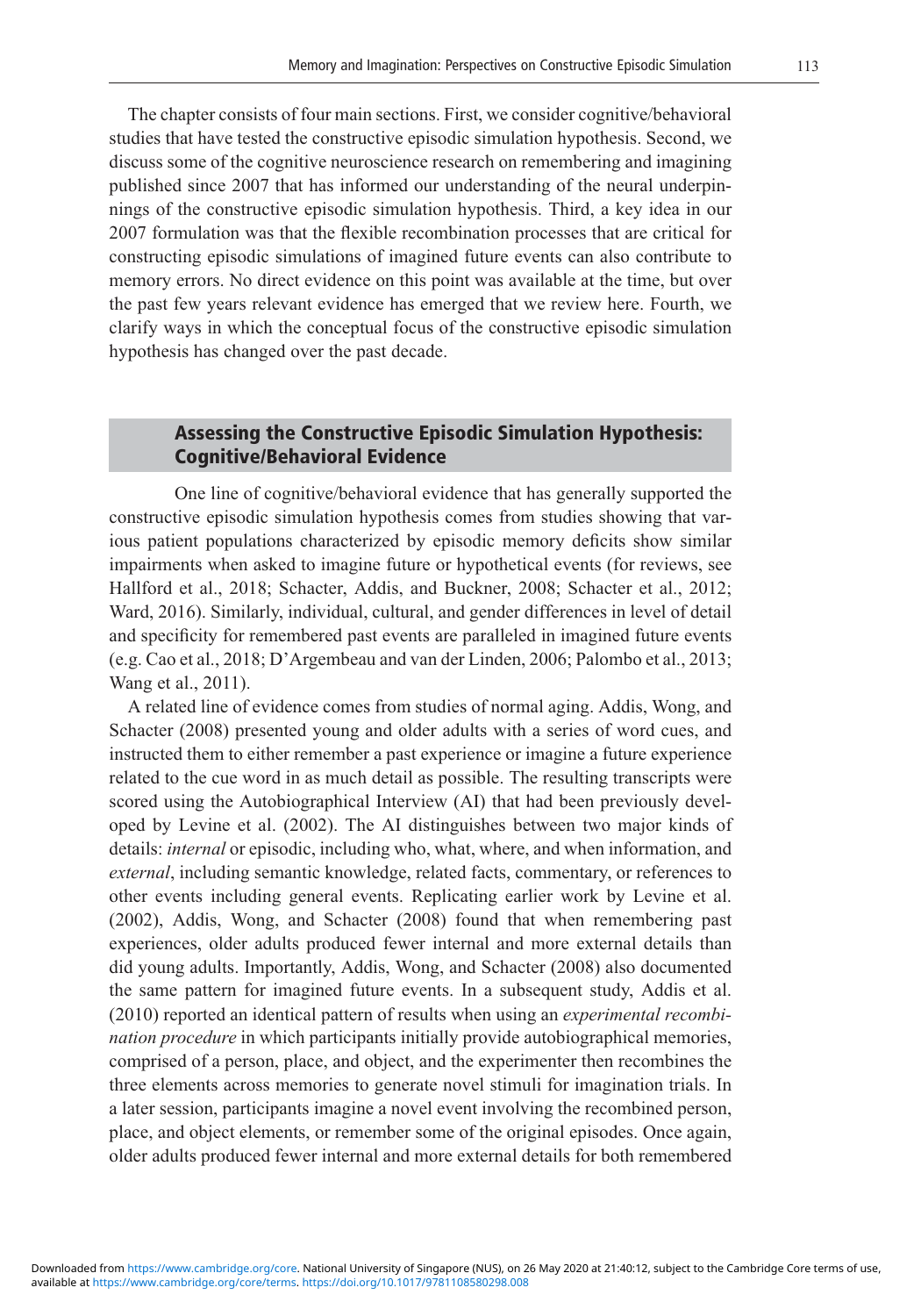The chapter consists of four main sections. First, we consider cognitive/behavioral studies that have tested the constructive episodic simulation hypothesis. Second, we discuss some of the cognitive neuroscience research on remembering and imagining published since 2007 that has informed our understanding of the neural underpinnings of the constructive episodic simulation hypothesis. Third, a key idea in our 2007 formulation was that the flexible recombination processes that are critical for constructing episodic simulations of imagined future events can also contribute to memory errors. No direct evidence on this point was available at the time, but over the past few years relevant evidence has emerged that we review here. Fourth, we clarify ways in which the conceptual focus of the constructive episodic simulation hypothesis has changed over the past decade.

## Assessing the Constructive Episodic Simulation Hypothesis: Cognitive/Behavioral Evidence

One line of cognitive/behavioral evidence that has generally supported the constructive episodic simulation hypothesis comes from studies showing that various patient populations characterized by episodic memory deficits show similar impairments when asked to imagine future or hypothetical events (for reviews, see Hallford et al., 2018; Schacter, Addis, and Buckner, 2008; Schacter et al., 2012; Ward, 2016). Similarly, individual, cultural, and gender differences in level of detail and specificity for remembered past events are paralleled in imagined future events (e.g. Cao et al., 2018; D'Argembeau and van der Linden, 2006; Palombo et al., 2013; Wang et al., 2011).

A related line of evidence comes from studies of normal aging. Addis, Wong, and Schacter (2008) presented young and older adults with a series of word cues, and instructed them to either remember a past experience or imagine a future experience related to the cue word in as much detail as possible. The resulting transcripts were scored using the Autobiographical Interview (AI) that had been previously developed by Levine et al. (2002). The AI distinguishes between two major kinds of details: *internal* or episodic, including who, what, where, and when information, and *external*, including semantic knowledge, related facts, commentary, or references to other events including general events. Replicating earlier work by Levine et al. (2002), Addis, Wong, and Schacter (2008) found that when remembering past experiences, older adults produced fewer internal and more external details than did young adults. Importantly, Addis, Wong, and Schacter (2008) also documented the same pattern for imagined future events. In a subsequent study, Addis et al. (2010) reported an identical pattern of results when using an *experimental recombination procedure* in which participants initially provide autobiographical memories, comprised of a person, place, and object, and the experimenter then recombines the three elements across memories to generate novel stimuli for imagination trials. In a later session, participants imagine a novel event involving the recombined person, place, and object elements, or remember some of the original episodes. Once again, older adults produced fewer internal and more external details for both remembered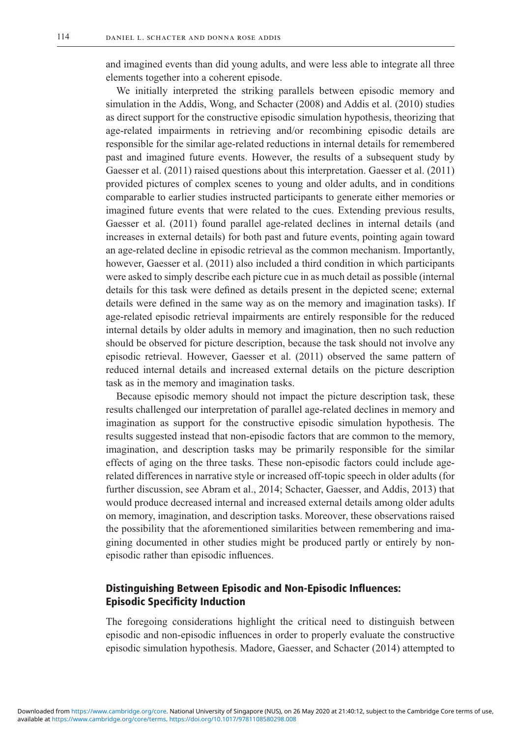and imagined events than did young adults, and were less able to integrate all three elements together into a coherent episode.

We initially interpreted the striking parallels between episodic memory and simulation in the Addis, Wong, and Schacter (2008) and Addis et al. (2010) studies as direct support for the constructive episodic simulation hypothesis, theorizing that age-related impairments in retrieving and/or recombining episodic details are responsible for the similar age-related reductions in internal details for remembered past and imagined future events. However, the results of a subsequent study by Gaesser et al. (2011) raised questions about this interpretation. Gaesser et al. (2011) provided pictures of complex scenes to young and older adults, and in conditions comparable to earlier studies instructed participants to generate either memories or imagined future events that were related to the cues. Extending previous results, Gaesser et al. (2011) found parallel age-related declines in internal details (and increases in external details) for both past and future events, pointing again toward an age-related decline in episodic retrieval as the common mechanism. Importantly, however, Gaesser et al. (2011) also included a third condition in which participants were asked to simply describe each picture cue in as much detail as possible (internal details for this task were defined as details present in the depicted scene; external details were defined in the same way as on the memory and imagination tasks). If age-related episodic retrieval impairments are entirely responsible for the reduced internal details by older adults in memory and imagination, then no such reduction should be observed for picture description, because the task should not involve any episodic retrieval. However, Gaesser et al. (2011) observed the same pattern of reduced internal details and increased external details on the picture description task as in the memory and imagination tasks.

Because episodic memory should not impact the picture description task, these results challenged our interpretation of parallel age-related declines in memory and imagination as support for the constructive episodic simulation hypothesis. The results suggested instead that non-episodic factors that are common to the memory, imagination, and description tasks may be primarily responsible for the similar effects of aging on the three tasks. These non-episodic factors could include age-related differences in narrative style or increased off-topic speech in older adults (for further discussion, see Abram et al., 2014; Schacter, Gaesser, and Addis, 2013) that would produce decreased internal and increased external details among older adults on memory, imagination, and description tasks. Moreover, these observations raised the possibility that the aforementioned similarities between remembering and imagining documented in other studies might be produced partly or entirely by non-episodic rather than episodic influences.

## Distinguishing Between Episodic and Non-Episodic Influences: Episodic Specificity Induction

The foregoing considerations highlight the critical need to distinguish between episodic and non-episodic influences in order to properly evaluate the constructive episodic simulation hypothesis. Madore, Gaesser, and Schacter (2014) attempted to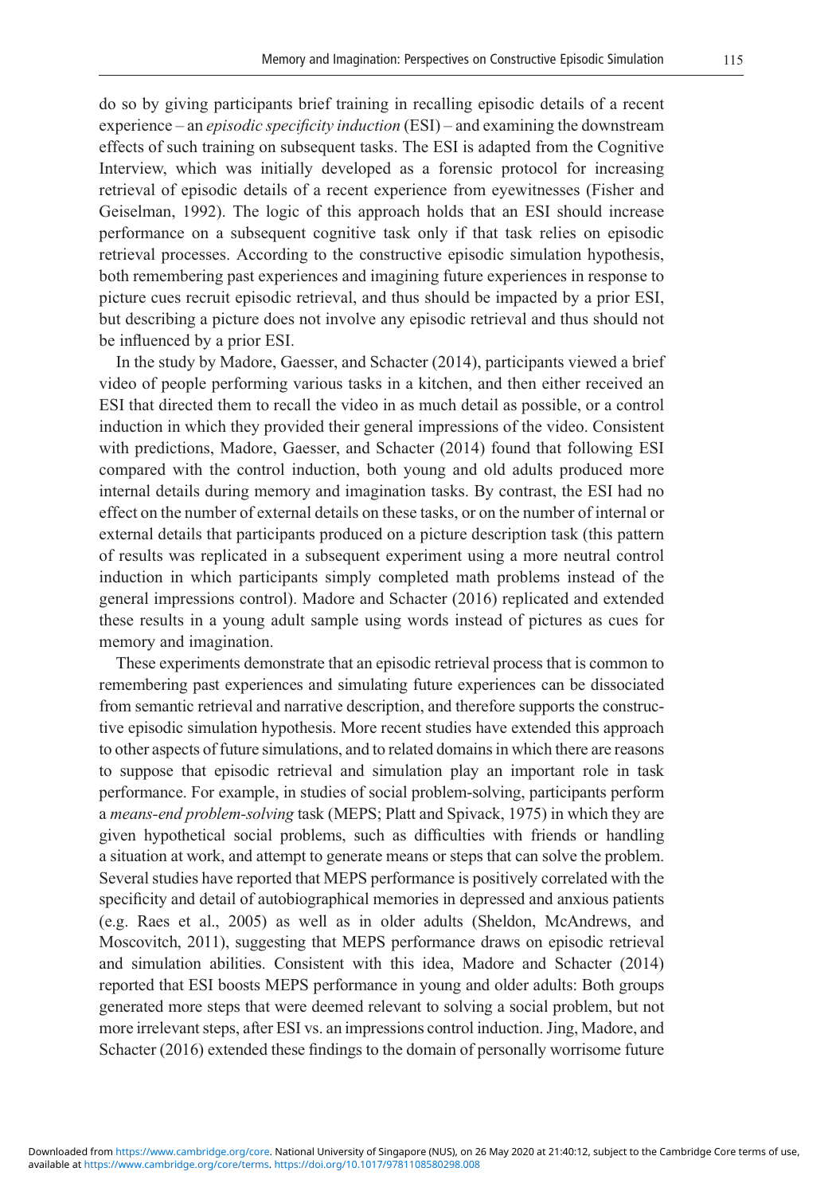do so by giving participants brief training in recalling episodic details of a recent experience – an *episodic specificity induction* (ESI) – and examining the downstream effects of such training on subsequent tasks. The ESI is adapted from the Cognitive Interview, which was initially developed as a forensic protocol for increasing retrieval of episodic details of a recent experience from eyewitnesses (Fisher and Geiselman, 1992). The logic of this approach holds that an ESI should increase performance on a subsequent cognitive task only if that task relies on episodic retrieval processes. According to the constructive episodic simulation hypothesis, both remembering past experiences and imagining future experiences in response to picture cues recruit episodic retrieval, and thus should be impacted by a prior ESI, but describing a picture does not involve any episodic retrieval and thus should not be influenced by a prior ESI.

In the study by Madore, Gaesser, and Schacter (2014), participants viewed a brief video of people performing various tasks in a kitchen, and then either received an ESI that directed them to recall the video in as much detail as possible, or a control induction in which they provided their general impressions of the video. Consistent with predictions, Madore, Gaesser, and Schacter (2014) found that following ESI compared with the control induction, both young and old adults produced more internal details during memory and imagination tasks. By contrast, the ESI had no effect on the number of external details on these tasks, or on the number of internal or external details that participants produced on a picture description task (this pattern of results was replicated in a subsequent experiment using a more neutral control induction in which participants simply completed math problems instead of the general impressions control). Madore and Schacter (2016) replicated and extended these results in a young adult sample using words instead of pictures as cues for memory and imagination.

These experiments demonstrate that an episodic retrieval process that is common to remembering past experiences and simulating future experiences can be dissociated from semantic retrieval and narrative description, and therefore supports the constructive episodic simulation hypothesis. More recent studies have extended this approach to other aspects of future simulations, and to related domains in which there are reasons to suppose that episodic retrieval and simulation play an important role in task performance. For example, in studies of social problem-solving, participants perform a *means-end problem-solving* task (MEPS; Platt and Spivack, 1975) in which they are given hypothetical social problems, such as difficulties with friends or handling a situation at work, and attempt to generate means or steps that can solve the problem. Several studies have reported that MEPS performance is positively correlated with the specificity and detail of autobiographical memories in depressed and anxious patients (e.g. Raes et al., 2005) as well as in older adults (Sheldon, McAndrews, and Moscovitch, 2011), suggesting that MEPS performance draws on episodic retrieval and simulation abilities. Consistent with this idea, Madore and Schacter (2014) reported that ESI boosts MEPS performance in young and older adults: Both groups generated more steps that were deemed relevant to solving a social problem, but not more irrelevant steps, after ESI vs. an impressions control induction. Jing, Madore, and Schacter (2016) extended these findings to the domain of personally worrisome future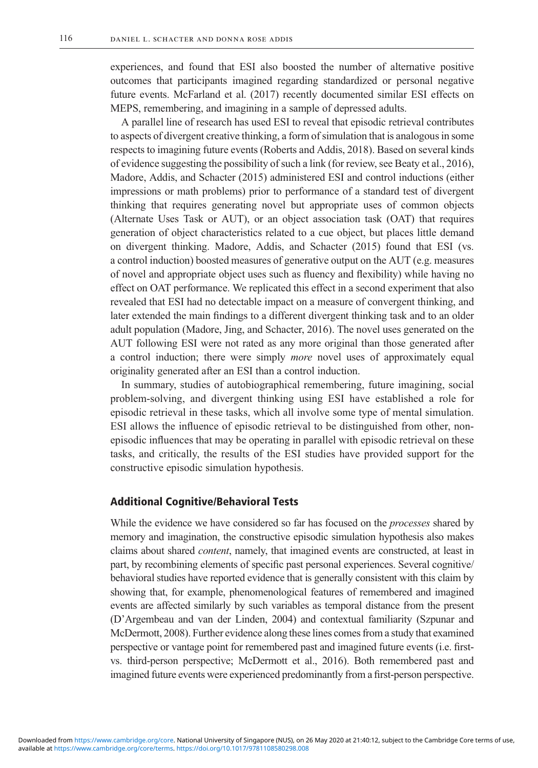experiences, and found that ESI also boosted the number of alternative positive outcomes that participants imagined regarding standardized or personal negative future events. McFarland et al. (2017) recently documented similar ESI effects on MEPS, remembering, and imagining in a sample of depressed adults.

A parallel line of research has used ESI to reveal that episodic retrieval contributes to aspects of divergent creative thinking, a form of simulation that is analogous in some respects to imagining future events (Roberts and Addis, 2018). Based on several kinds of evidence suggesting the possibility of such a link (for review, see Beaty et al., 2016), Madore, Addis, and Schacter (2015) administered ESI and control inductions (either impressions or math problems) prior to performance of a standard test of divergent thinking that requires generating novel but appropriate uses of common objects (Alternate Uses Task or AUT), or an object association task (OAT) that requires generation of object characteristics related to a cue object, but places little demand on divergent thinking. Madore, Addis, and Schacter (2015) found that ESI (vs. a control induction) boosted measures of generative output on the AUT (e.g. measures of novel and appropriate object uses such as fluency and flexibility) while having no effect on OAT performance. We replicated this effect in a second experiment that also revealed that ESI had no detectable impact on a measure of convergent thinking, and later extended the main findings to a different divergent thinking task and to an older adult population (Madore, Jing, and Schacter, 2016). The novel uses generated on the AUT following ESI were not rated as any more original than those generated after a control induction; there were simply *more* novel uses of approximately equal originality generated after an ESI than a control induction.

In summary, studies of autobiographical remembering, future imagining, social problem-solving, and divergent thinking using ESI have established a role for episodic retrieval in these tasks, which all involve some type of mental simulation. ESI allows the influence of episodic retrieval to be distinguished from other, non-episodic influences that may be operating in parallel with episodic retrieval on these tasks, and critically, the results of the ESI studies have provided support for the constructive episodic simulation hypothesis.

## Additional Cognitive/Behavioral Tests

While the evidence we have considered so far has focused on the *processes* shared by memory and imagination, the constructive episodic simulation hypothesis also makes claims about shared *content*, namely, that imagined events are constructed, at least in part, by recombining elements of specific past personal experiences. Several cognitive/behavioral studies have reported evidence that is generally consistent with this claim by showing that, for example, phenomenological features of remembered and imagined events are affected similarly by such variables as temporal distance from the present (D'Argembeau and van der Linden, 2004) and contextual familiarity (Szpunar and McDermott, 2008). Further evidence along these lines comes from a study that examined perspective or vantage point for remembered past and imagined future events (i.e. first- vs. third-person perspective; McDermott et al., 2016). Both remembered past and imagined future events were experienced predominantly from a first-person perspective.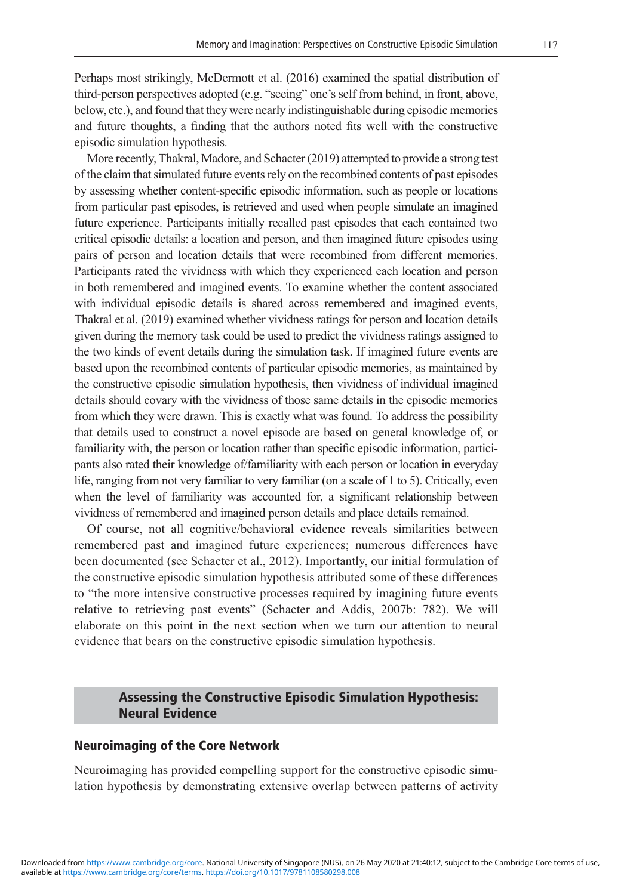Perhaps most strikingly, McDermott et al. (2016) examined the spatial distribution of third-person perspectives adopted (e.g. "seeing" one's self from behind, in front, above, below, etc.), and found that they were nearly indistinguishable during episodic memories and future thoughts, a finding that the authors noted fits well with the constructive episodic simulation hypothesis.

More recently, Thakral, Madore, and Schacter (2019) attempted to provide a strong test of the claim that simulated future events rely on the recombined contents of past episodes by assessing whether content-specific episodic information, such as people or locations from particular past episodes, is retrieved and used when people simulate an imagined future experience. Participants initially recalled past episodes that each contained two critical episodic details: a location and person, and then imagined future episodes using pairs of person and location details that were recombined from different memories. Participants rated the vividness with which they experienced each location and person in both remembered and imagined events. To examine whether the content associated with individual episodic details is shared across remembered and imagined events, Thakral et al. (2019) examined whether vividness ratings for person and location details given during the memory task could be used to predict the vividness ratings assigned to the two kinds of event details during the simulation task. If imagined future events are based upon the recombined contents of particular episodic memories, as maintained by the constructive episodic simulation hypothesis, then vividness of individual imagined details should covary with the vividness of those same details in the episodic memories from which they were drawn. This is exactly what was found. To address the possibility that details used to construct a novel episode are based on general knowledge of, or familiarity with, the person or location rather than specific episodic information, participants also rated their knowledge of/familiarity with each person or location in everyday life, ranging from not very familiar to very familiar (on a scale of 1 to 5). Critically, even when the level of familiarity was accounted for, a significant relationship between vividness of remembered and imagined person details and place details remained.

Of course, not all cognitive/behavioral evidence reveals similarities between remembered past and imagined future experiences; numerous differences have been documented (see Schacter et al., 2012). Importantly, our initial formulation of the constructive episodic simulation hypothesis attributed some of these differences to "the more intensive constructive processes required by imagining future events relative to retrieving past events" (Schacter and Addis, 2007b: 782). We will elaborate on this point in the next section when we turn our attention to neural evidence that bears on the constructive episodic simulation hypothesis.

## Assessing the Constructive Episodic Simulation Hypothesis: Neural Evidence

### Neuroimaging of the Core Network

Neuroimaging has provided compelling support for the constructive episodic simulation hypothesis by demonstrating extensive overlap between patterns of activity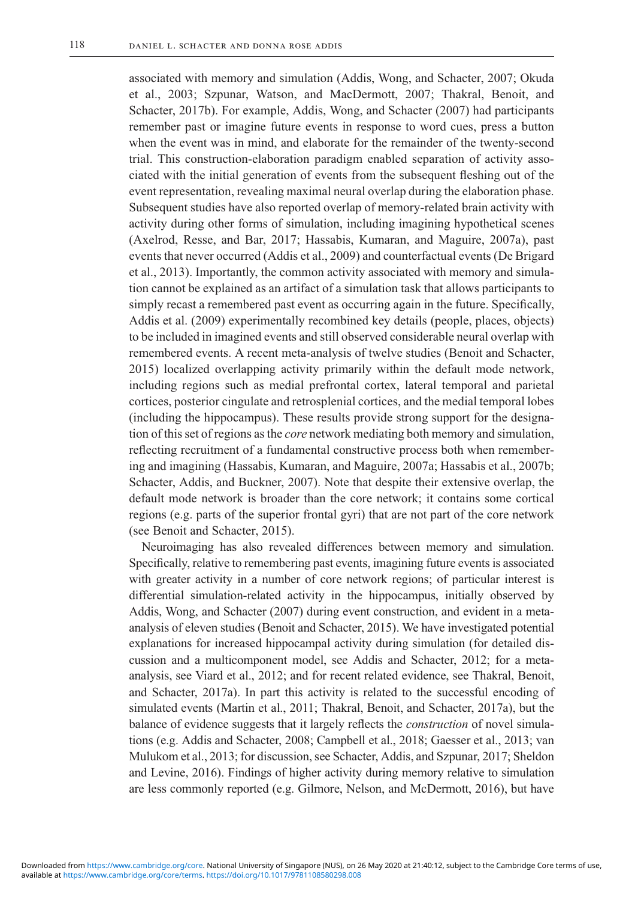associated with memory and simulation (Addis, Wong, and Schacter, 2007; Okuda et al., 2003; Szpunar, Watson, and MacDermott, 2007; Thakral, Benoit, and Schacter, 2017b). For example, Addis, Wong, and Schacter (2007) had participants remember past or imagine future events in response to word cues, press a button when the event was in mind, and elaborate for the remainder of the twenty-second trial. This construction-elaboration paradigm enabled separation of activity associated with the initial generation of events from the subsequent fleshing out of the event representation, revealing maximal neural overlap during the elaboration phase. Subsequent studies have also reported overlap of memory-related brain activity with activity during other forms of simulation, including imagining hypothetical scenes (Axelrod, Resse, and Bar, 2017; Hassabis, Kumaran, and Maguire, 2007a), past events that never occurred (Addis et al., 2009) and counterfactual events (De Brigard et al., 2013). Importantly, the common activity associated with memory and simulation cannot be explained as an artifact of a simulation task that allows participants to simply recast a remembered past event as occurring again in the future. Specifically, Addis et al. (2009) experimentally recombined key details (people, places, objects) to be included in imagined events and still observed considerable neural overlap with remembered events. A recent meta-analysis of twelve studies (Benoit and Schacter, 2015) localized overlapping activity primarily within the default mode network, including regions such as medial prefrontal cortex, lateral temporal and parietal cortices, posterior cingulate and retrosplenial cortices, and the medial temporal lobes (including the hippocampus). These results provide strong support for the designation of this set of regions as the *core* network mediating both memory and simulation, reflecting recruitment of a fundamental constructive process both when remembering and imagining (Hassabis, Kumaran, and Maguire, 2007a; Hassabis et al., 2007b; Schacter, Addis, and Buckner, 2007). Note that despite their extensive overlap, the default mode network is broader than the core network; it contains some cortical regions (e.g. parts of the superior frontal gyri) that are not part of the core network (see Benoit and Schacter, 2015).

Neuroimaging has also revealed differences between memory and simulation. Specifically, relative to remembering past events, imagining future events is associated with greater activity in a number of core network regions; of particular interest is differential simulation-related activity in the hippocampus, initially observed by Addis, Wong, and Schacter (2007) during event construction, and evident in a meta-analysis of eleven studies (Benoit and Schacter, 2015). We have investigated potential explanations for increased hippocampal activity during simulation (for detailed discussion and a multicomponent model, see Addis and Schacter, 2012; for a meta-analysis, see Viard et al., 2012; and for recent related evidence, see Thakral, Benoit, and Schacter, 2017a). In part this activity is related to the successful encoding of simulated events (Martin et al., 2011; Thakral, Benoit, and Schacter, 2017a), but the balance of evidence suggests that it largely reflects the *construction* of novel simulations (e.g. Addis and Schacter, 2008; Campbell et al., 2018; Gaesser et al., 2013; van Mulukom et al., 2013; for discussion, see Schacter, Addis, and Szpunar, 2017; Sheldon and Levine, 2016). Findings of higher activity during memory relative to simulation are less commonly reported (e.g. Gilmore, Nelson, and McDermott, 2016), but have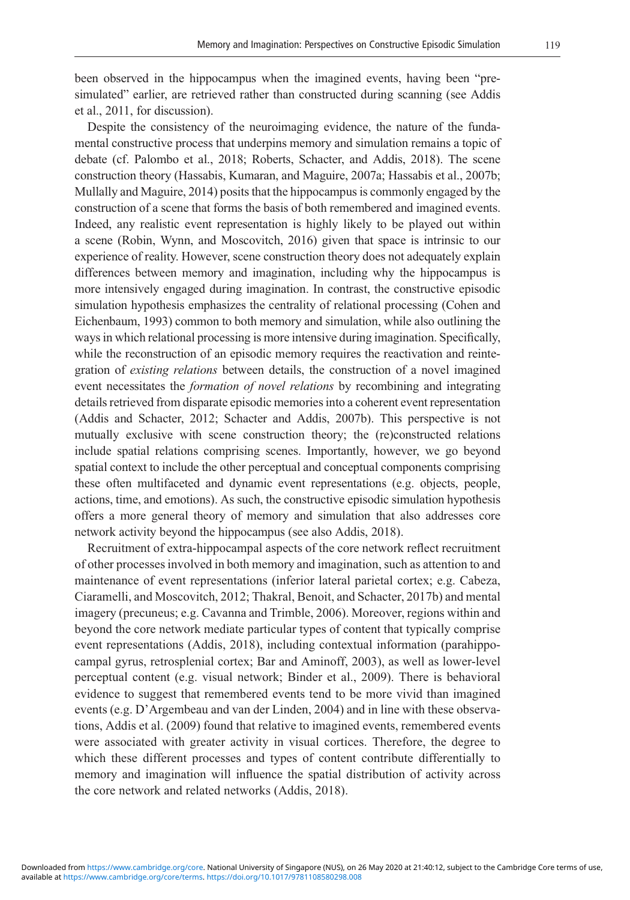been observed in the hippocampus when the imagined events, having been "pre-simulated" earlier, are retrieved rather than constructed during scanning (see Addis et al., 2011, for discussion).

Despite the consistency of the neuroimaging evidence, the nature of the fundamental constructive process that underpins memory and simulation remains a topic of debate (cf. Palombo et al., 2018; Roberts, Schacter, and Addis, 2018). The scene construction theory (Hassabis, Kumaran, and Maguire, 2007a; Hassabis et al., 2007b; Mullally and Maguire, 2014) posits that the hippocampus is commonly engaged by the construction of a scene that forms the basis of both remembered and imagined events. Indeed, any realistic event representation is highly likely to be played out within a scene (Robin, Wynn, and Moscovitch, 2016) given that space is intrinsic to our experience of reality. However, scene construction theory does not adequately explain differences between memory and imagination, including why the hippocampus is more intensively engaged during imagination. In contrast, the constructive episodic simulation hypothesis emphasizes the centrality of relational processing (Cohen and Eichenbaum, 1993) common to both memory and simulation, while also outlining the ways in which relational processing is more intensive during imagination. Specifically, while the reconstruction of an episodic memory requires the reactivation and reintegration of *existing relations* between details, the construction of a novel imagined event necessitates the *formation of novel relations* by recombining and integrating details retrieved from disparate episodic memories into a coherent event representation (Addis and Schacter, 2012; Schacter and Addis, 2007b). This perspective is not mutually exclusive with scene construction theory; the (re)constructed relations include spatial relations comprising scenes. Importantly, however, we go beyond spatial context to include the other perceptual and conceptual components comprising these often multifaceted and dynamic event representations (e.g. objects, people, actions, time, and emotions). As such, the constructive episodic simulation hypothesis offers a more general theory of memory and simulation that also addresses core network activity beyond the hippocampus (see also Addis, 2018).

Recruitment of extra-hippocampal aspects of the core network reflect recruitment of other processes involved in both memory and imagination, such as attention to and maintenance of event representations (inferior lateral parietal cortex; e.g. Cabeza, Ciaramelli, and Moscovitch, 2012; Thakral, Benoit, and Schacter, 2017b) and mental imagery (precuneus; e.g. Cavanna and Trimble, 2006). Moreover, regions within and beyond the core network mediate particular types of content that typically comprise event representations (Addis, 2018), including contextual information (parahippocampal gyrus, retrosplenial cortex; Bar and Aminoff, 2003), as well as lower-level perceptual content (e.g. visual network; Binder et al., 2009). There is behavioral evidence to suggest that remembered events tend to be more vivid than imagined events (e.g. D'Argembeau and van der Linden, 2004) and in line with these observations, Addis et al. (2009) found that relative to imagined events, remembered events were associated with greater activity in visual cortices. Therefore, the degree to which these different processes and types of content contribute differentially to memory and imagination will influence the spatial distribution of activity across the core network and related networks (Addis, 2018).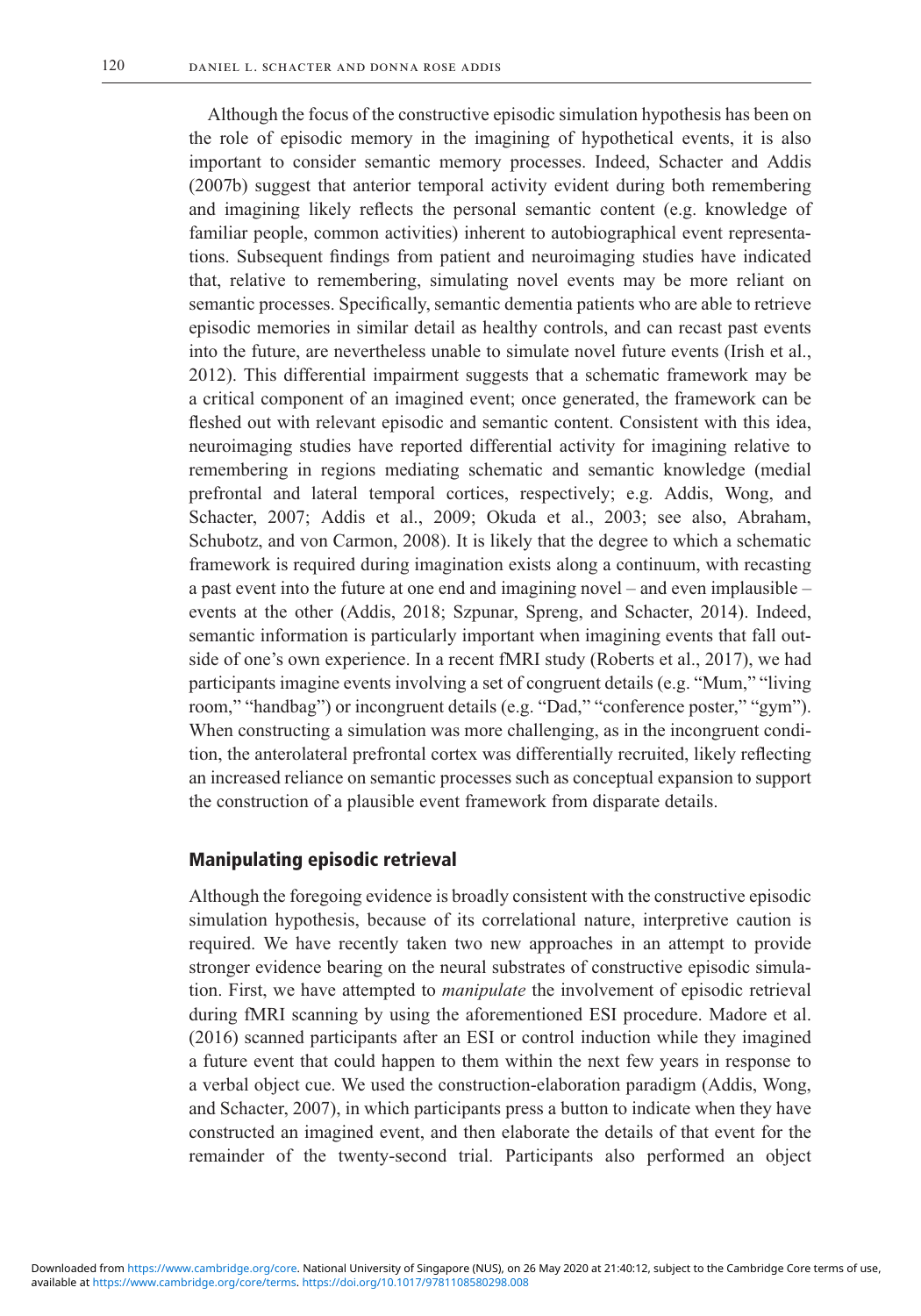Although the focus of the constructive episodic simulation hypothesis has been on the role of episodic memory in the imagining of hypothetical events, it is also important to consider semantic memory processes. Indeed, Schacter and Addis (2007b) suggest that anterior temporal activity evident during both remembering and imagining likely reflects the personal semantic content (e.g. knowledge of familiar people, common activities) inherent to autobiographical event representations. Subsequent findings from patient and neuroimaging studies have indicated that, relative to remembering, simulating novel events may be more reliant on semantic processes. Specifically, semantic dementia patients who are able to retrieve episodic memories in similar detail as healthy controls, and can recast past events into the future, are nevertheless unable to simulate novel future events (Irish et al., 2012). This differential impairment suggests that a schematic framework may be a critical component of an imagined event; once generated, the framework can be fleshed out with relevant episodic and semantic content. Consistent with this idea, neuroimaging studies have reported differential activity for imagining relative to remembering in regions mediating schematic and semantic knowledge (medial prefrontal and lateral temporal cortices, respectively; e.g. Addis, Wong, and Schacter, 2007; Addis et al., 2009; Okuda et al., 2003; see also, Abraham, Schubotz, and von Carmon, 2008). It is likely that the degree to which a schematic framework is required during imagination exists along a continuum, with recasting a past event into the future at one end and imagining novel – and even implausible – events at the other (Addis, 2018; Szpunar, Spreng, and Schacter, 2014). Indeed, semantic information is particularly important when imagining events that fall outside of one's own experience. In a recent fMRI study (Roberts et al., 2017), we had participants imagine events involving a set of congruent details (e.g. "Mum," "living room," "handbag") or incongruent details (e.g. "Dad," "conference poster," "gym"). When constructing a simulation was more challenging, as in the incongruent condition, the anterolateral prefrontal cortex was differentially recruited, likely reflecting an increased reliance on semantic processes such as conceptual expansion to support the construction of a plausible event framework from disparate details.

## Manipulating episodic retrieval

Although the foregoing evidence is broadly consistent with the constructive episodic simulation hypothesis, because of its correlational nature, interpretive caution is required. We have recently taken two new approaches in an attempt to provide stronger evidence bearing on the neural substrates of constructive episodic simulation. First, we have attempted to *manipulate* the involvement of episodic retrieval during fMRI scanning by using the aforementioned ESI procedure. Madore et al. (2016) scanned participants after an ESI or control induction while they imagined a future event that could happen to them within the next few years in response to a verbal object cue. We used the construction-elaboration paradigm (Addis, Wong, and Schacter, 2007), in which participants press a button to indicate when they have constructed an imagined event, and then elaborate the details of that event for the remainder of the twenty-second trial. Participants also performed an object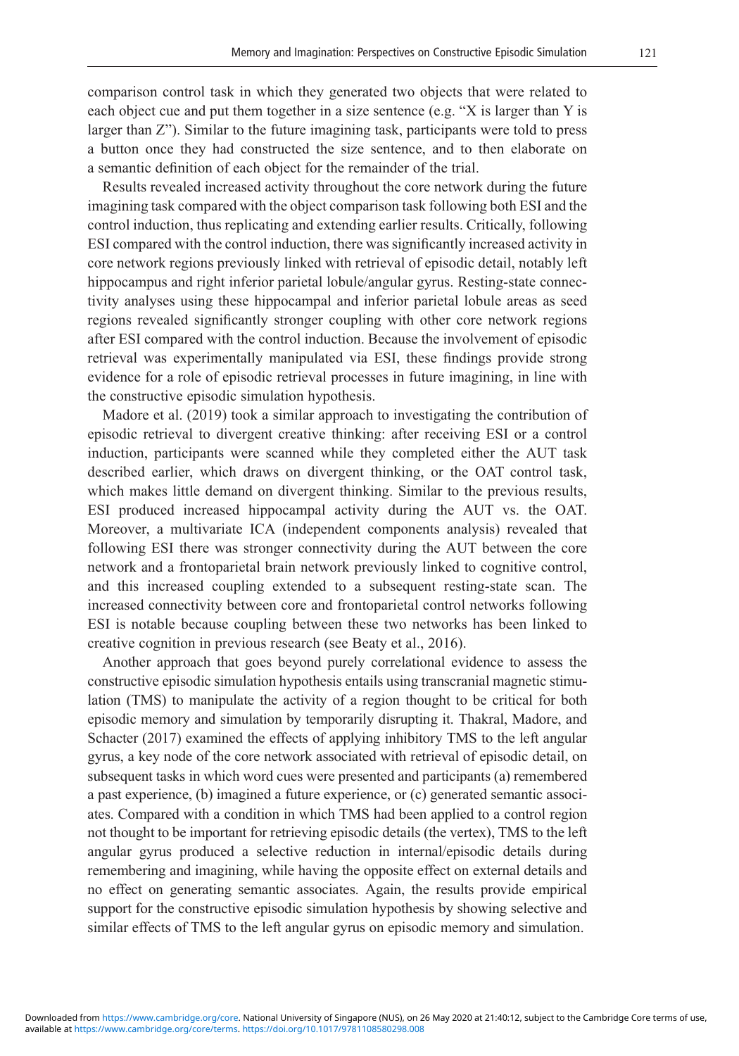comparison control task in which they generated two objects that were related to each object cue and put them together in a size sentence (e.g. "X is larger than Y is larger than Z"). Similar to the future imagining task, participants were told to press a button once they had constructed the size sentence, and to then elaborate on a semantic definition of each object for the remainder of the trial.

Results revealed increased activity throughout the core network during the future imagining task compared with the object comparison task following both ESI and the control induction, thus replicating and extending earlier results. Critically, following ESI compared with the control induction, there was significantly increased activity in core network regions previously linked with retrieval of episodic detail, notably left hippocampus and right inferior parietal lobule/angular gyrus. Resting-state connectivity analyses using these hippocampal and inferior parietal lobule areas as seed regions revealed significantly stronger coupling with other core network regions after ESI compared with the control induction. Because the involvement of episodic retrieval was experimentally manipulated via ESI, these findings provide strong evidence for a role of episodic retrieval processes in future imagining, in line with the constructive episodic simulation hypothesis.

Madore et al. (2019) took a similar approach to investigating the contribution of episodic retrieval to divergent creative thinking: after receiving ESI or a control induction, participants were scanned while they completed either the AUT task described earlier, which draws on divergent thinking, or the OAT control task, which makes little demand on divergent thinking. Similar to the previous results, ESI produced increased hippocampal activity during the AUT vs. the OAT. Moreover, a multivariate ICA (independent components analysis) revealed that following ESI there was stronger connectivity during the AUT between the core network and a frontoparietal brain network previously linked to cognitive control, and this increased coupling extended to a subsequent resting-state scan. The increased connectivity between core and frontoparietal control networks following ESI is notable because coupling between these two networks has been linked to creative cognition in previous research (see Beaty et al., 2016).

Another approach that goes beyond purely correlational evidence to assess the constructive episodic simulation hypothesis entails using transcranial magnetic stimulation (TMS) to manipulate the activity of a region thought to be critical for both episodic memory and simulation by temporarily disrupting it. Thakral, Madore, and Schacter (2017) examined the effects of applying inhibitory TMS to the left angular gyrus, a key node of the core network associated with retrieval of episodic detail, on subsequent tasks in which word cues were presented and participants (a) remembered a past experience, (b) imagined a future experience, or (c) generated semantic associates. Compared with a condition in which TMS had been applied to a control region not thought to be important for retrieving episodic details (the vertex), TMS to the left angular gyrus produced a selective reduction in internal/episodic details during remembering and imagining, while having the opposite effect on external details and no effect on generating semantic associates. Again, the results provide empirical support for the constructive episodic simulation hypothesis by showing selective and similar effects of TMS to the left angular gyrus on episodic memory and simulation.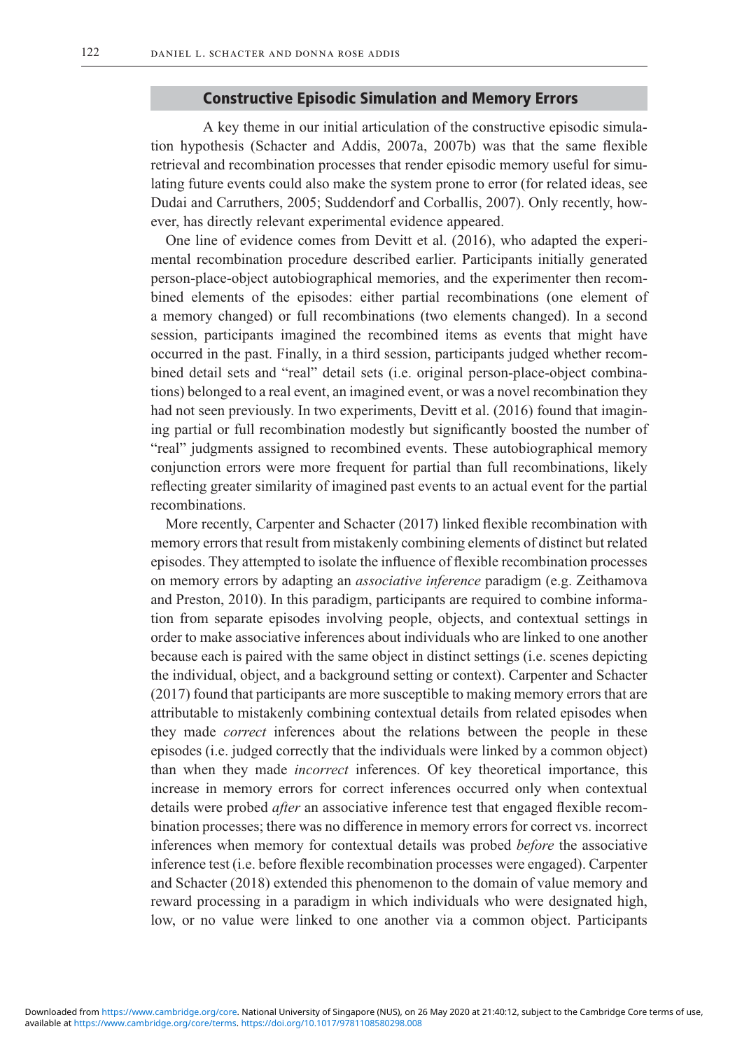## Constructive Episodic Simulation and Memory Errors

A key theme in our initial articulation of the constructive episodic simulation hypothesis (Schacter and Addis, 2007a, 2007b) was that the same flexible retrieval and recombination processes that render episodic memory useful for simulating future events could also make the system prone to error (for related ideas, see Dudai and Carruthers, 2005; Suddendorf and Corballis, 2007). Only recently, however, has directly relevant experimental evidence appeared.

One line of evidence comes from Devitt et al. (2016), who adapted the experimental recombination procedure described earlier. Participants initially generated person-place-object autobiographical memories, and the experimenter then recombined elements of the episodes: either partial recombinations (one element of a memory changed) or full recombinations (two elements changed). In a second session, participants imagined the recombined items as events that might have occurred in the past. Finally, in a third session, participants judged whether recombined detail sets and "real" detail sets (i.e. original person-place-object combinations) belonged to a real event, an imagined event, or was a novel recombination they had not seen previously. In two experiments, Devitt et al. (2016) found that imagining partial or full recombination modestly but significantly boosted the number of "real" judgments assigned to recombined events. These autobiographical memory conjunction errors were more frequent for partial than full recombinations, likely reflecting greater similarity of imagined past events to an actual event for the partial recombinations.

More recently, Carpenter and Schacter (2017) linked flexible recombination with memory errors that result from mistakenly combining elements of distinct but related episodes. They attempted to isolate the influence of flexible recombination processes on memory errors by adapting an *associative inference* paradigm (e.g. Zeithamova and Preston, 2010). In this paradigm, participants are required to combine information from separate episodes involving people, objects, and contextual settings in order to make associative inferences about individuals who are linked to one another because each is paired with the same object in distinct settings (i.e. scenes depicting the individual, object, and a background setting or context). Carpenter and Schacter (2017) found that participants are more susceptible to making memory errors that are attributable to mistakenly combining contextual details from related episodes when they made *correct* inferences about the relations between the people in these episodes (i.e. judged correctly that the individuals were linked by a common object) than when they made *incorrect* inferences. Of key theoretical importance, this increase in memory errors for correct inferences occurred only when contextual details were probed *after* an associative inference test that engaged flexible recombination processes; there was no difference in memory errors for correct vs. incorrect inferences when memory for contextual details was probed *before* the associative inference test (i.e. before flexible recombination processes were engaged). Carpenter and Schacter (2018) extended this phenomenon to the domain of value memory and reward processing in a paradigm in which individuals who were designated high, low, or no value were linked to one another via a common object. Participants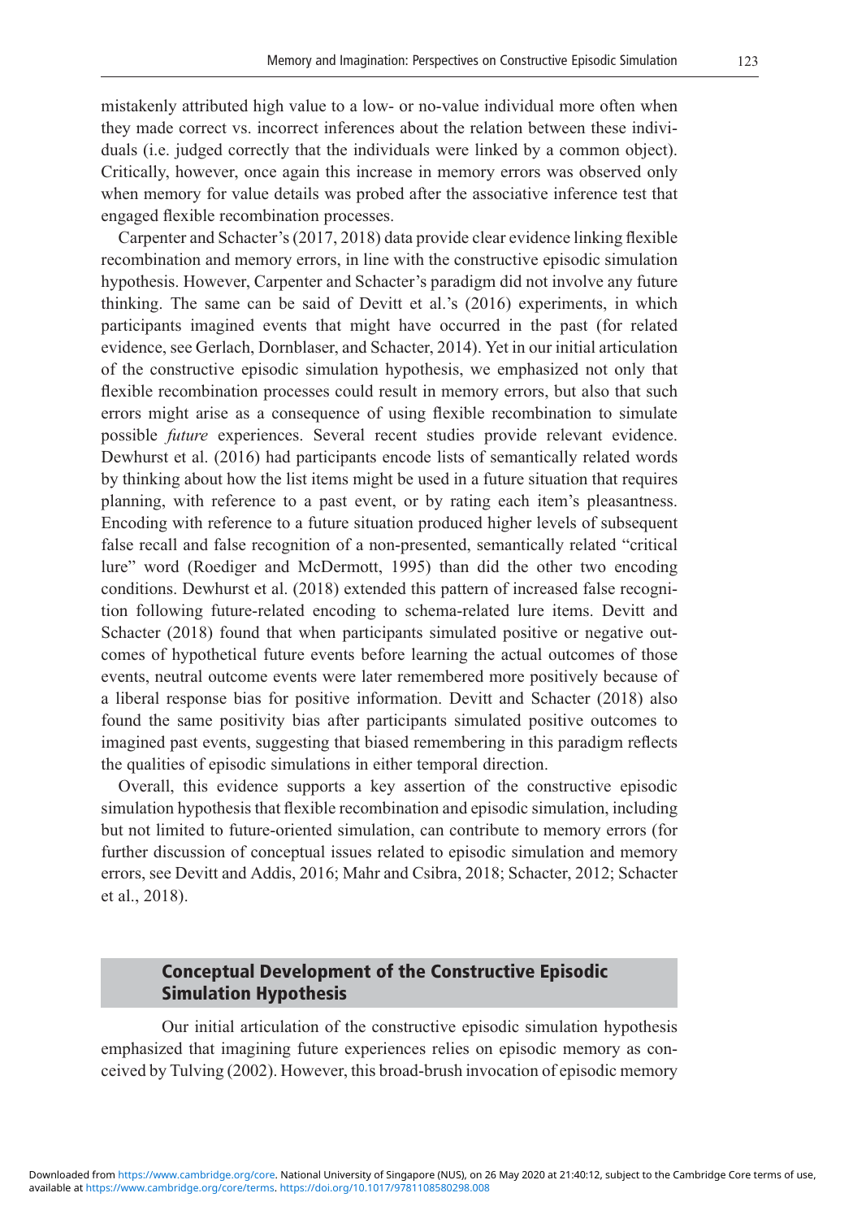mistakenly attributed high value to a low- or no-value individual more often when they made correct vs. incorrect inferences about the relation between these individuals (i.e. judged correctly that the individuals were linked by a common object). Critically, however, once again this increase in memory errors was observed only when memory for value details was probed after the associative inference test that engaged flexible recombination processes.

Carpenter and Schacter's (2017, 2018) data provide clear evidence linking flexible recombination and memory errors, in line with the constructive episodic simulation hypothesis. However, Carpenter and Schacter's paradigm did not involve any future thinking. The same can be said of Devitt et al.'s (2016) experiments, in which participants imagined events that might have occurred in the past (for related evidence, see Gerlach, Dornblaser, and Schacter, 2014). Yet in our initial articulation of the constructive episodic simulation hypothesis, we emphasized not only that flexible recombination processes could result in memory errors, but also that such errors might arise as a consequence of using flexible recombination to simulate possible *future* experiences. Several recent studies provide relevant evidence. Dewhurst et al. (2016) had participants encode lists of semantically related words by thinking about how the list items might be used in a future situation that requires planning, with reference to a past event, or by rating each item's pleasantness. Encoding with reference to a future situation produced higher levels of subsequent false recall and false recognition of a non-presented, semantically related "critical lure" word (Roediger and McDermott, 1995) than did the other two encoding conditions. Dewhurst et al. (2018) extended this pattern of increased false recognition following future-related encoding to schema-related lure items. Devitt and Schacter (2018) found that when participants simulated positive or negative outcomes of hypothetical future events before learning the actual outcomes of those events, neutral outcome events were later remembered more positively because of a liberal response bias for positive information. Devitt and Schacter (2018) also found the same positivity bias after participants simulated positive outcomes to imagined past events, suggesting that biased remembering in this paradigm reflects the qualities of episodic simulations in either temporal direction.

Overall, this evidence supports a key assertion of the constructive episodic simulation hypothesis that flexible recombination and episodic simulation, including but not limited to future-oriented simulation, can contribute to memory errors (for further discussion of conceptual issues related to episodic simulation and memory errors, see Devitt and Addis, 2016; Mahr and Csibra, 2018; Schacter, 2012; Schacter et al., 2018).

## Conceptual Development of the Constructive Episodic Simulation Hypothesis

Our initial articulation of the constructive episodic simulation hypothesis emphasized that imagining future experiences relies on episodic memory as conceived by Tulving (2002). However, this broad-brush invocation of episodic memory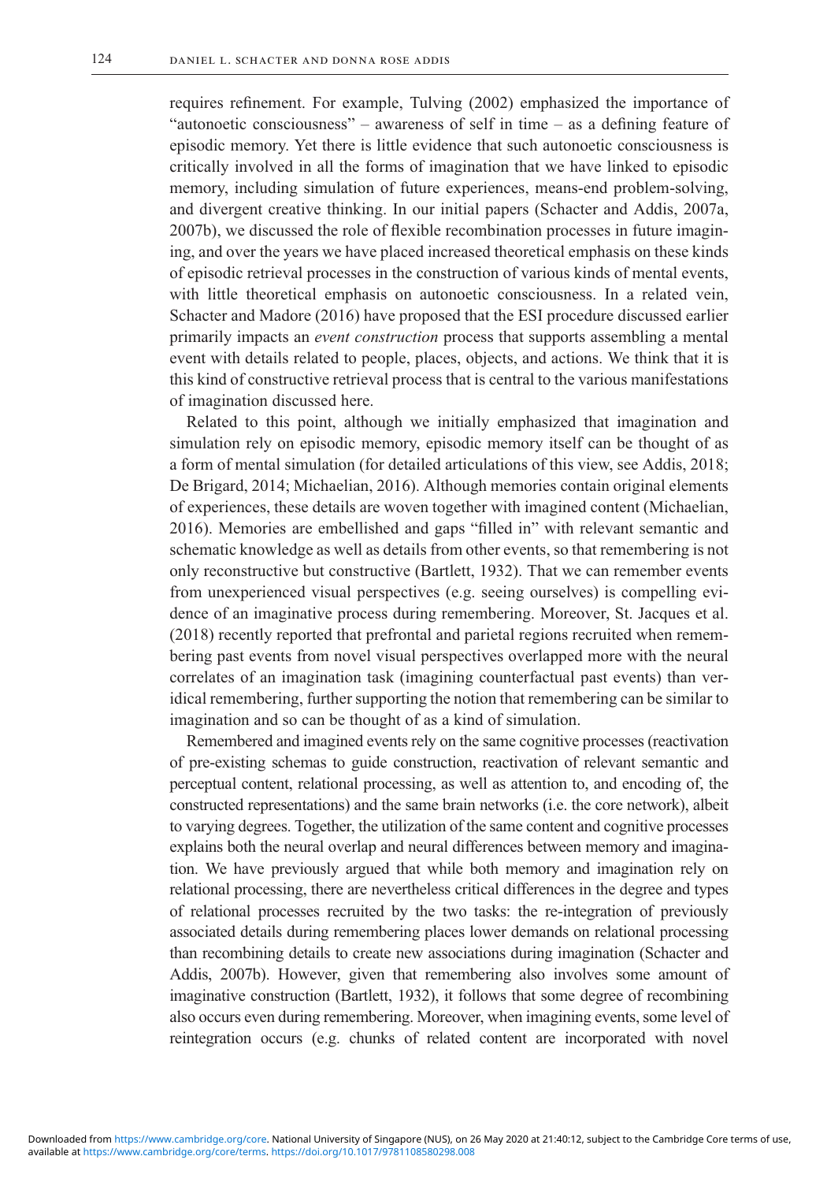requires refinement. For example, Tulving (2002) emphasized the importance of "autonoetic consciousness" – awareness of self in time – as a defining feature of episodic memory. Yet there is little evidence that such autonoetic consciousness is critically involved in all the forms of imagination that we have linked to episodic memory, including simulation of future experiences, means-end problem-solving, and divergent creative thinking. In our initial papers (Schacter and Addis, 2007a, 2007b), we discussed the role of flexible recombination processes in future imagining, and over the years we have placed increased theoretical emphasis on these kinds of episodic retrieval processes in the construction of various kinds of mental events, with little theoretical emphasis on autonoetic consciousness. In a related vein, Schacter and Madore (2016) have proposed that the ESI procedure discussed earlier primarily impacts an *event construction* process that supports assembling a mental event with details related to people, places, objects, and actions. We think that it is this kind of constructive retrieval process that is central to the various manifestations of imagination discussed here.

Related to this point, although we initially emphasized that imagination and simulation rely on episodic memory, episodic memory itself can be thought of as a form of mental simulation (for detailed articulations of this view, see Addis, 2018; De Brigard, 2014; Michaelian, 2016). Although memories contain original elements of experiences, these details are woven together with imagined content (Michaelian, 2016). Memories are embellished and gaps "filled in" with relevant semantic and schematic knowledge as well as details from other events, so that remembering is not only reconstructive but constructive (Bartlett, 1932). That we can remember events from unexperienced visual perspectives (e.g. seeing ourselves) is compelling evidence of an imaginative process during remembering. Moreover, St. Jacques et al. (2018) recently reported that prefrontal and parietal regions recruited when remembering past events from novel visual perspectives overlapped more with the neural correlates of an imagination task (imagining counterfactual past events) than veridical remembering, further supporting the notion that remembering can be similar to imagination and so can be thought of as a kind of simulation.

Remembered and imagined events rely on the same cognitive processes (reactivation of pre-existing schemas to guide construction, reactivation of relevant semantic and perceptual content, relational processing, as well as attention to, and encoding of, the constructed representations) and the same brain networks (i.e. the core network), albeit to varying degrees. Together, the utilization of the same content and cognitive processes explains both the neural overlap and neural differences between memory and imagination. We have previously argued that while both memory and imagination rely on relational processing, there are nevertheless critical differences in the degree and types of relational processes recruited by the two tasks: the re-integration of previously associated details during remembering places lower demands on relational processing than recombining details to create new associations during imagination (Schacter and Addis, 2007b). However, given that remembering also involves some amount of imaginative construction (Bartlett, 1932), it follows that some degree of recombining also occurs even during remembering. Moreover, when imagining events, some level of reintegration occurs (e.g. chunks of related content are incorporated with novel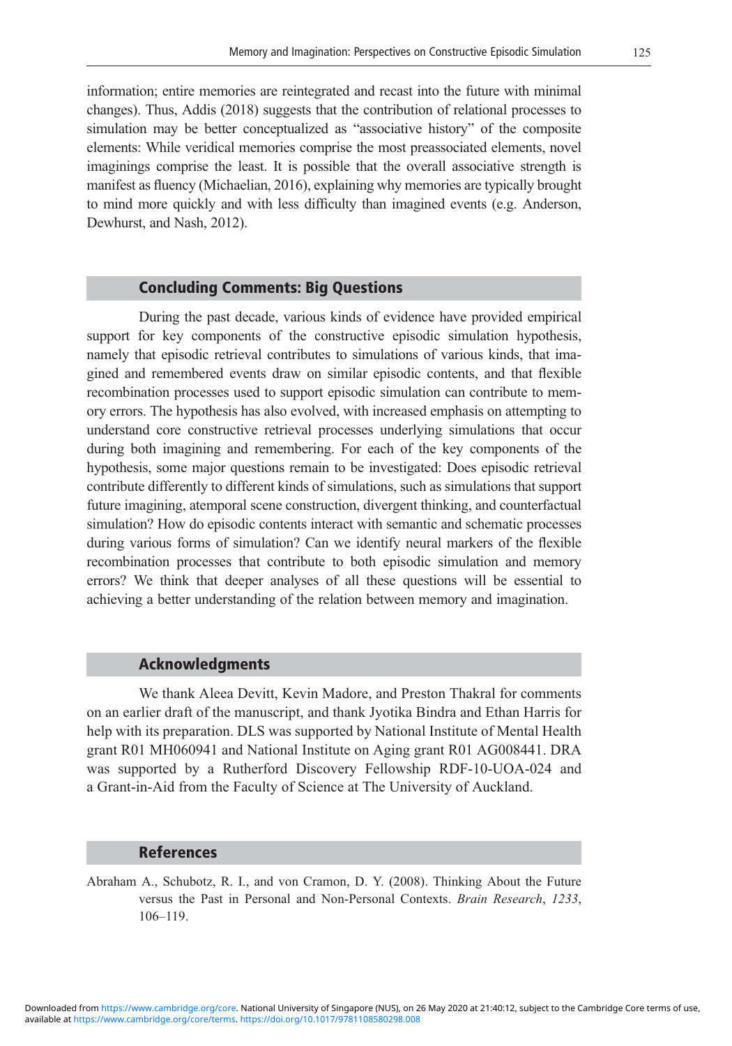information; entire memories are reintegrated and recast into the future with minimal changes). Thus, Addis (2018) suggests that the contribution of relational processes to simulation may be better conceptualized as "associative history" of the composite elements: While veridical memories comprise the most preassociated elements, novel imaginings comprise the least. It is possible that the overall associative strength is manifest as fluency (Michaelian, 2016), explaining why memories are typically brought to mind more quickly and with less difficulty than imagined events (e.g. Anderson, Dewhurst, and Nash, 2012).

## Concluding Comments: Big Questions

During the past decade, various kinds of evidence have provided empirical support for key components of the constructive episodic simulation hypothesis, namely that episodic retrieval contributes to simulations of various kinds, that imagined and remembered events draw on similar episodic contents, and that flexible recombination processes used to support episodic simulation can contribute to memory errors. The hypothesis has also evolved, with increased emphasis on attempting to understand core constructive retrieval processes underlying simulations that occur during both imagining and remembering. For each of the key components of the hypothesis, some major questions remain to be investigated: Does episodic retrieval contribute differently to different kinds of simulations, such as simulations that support future imagining, atemporal scene construction, divergent thinking, and counterfactual simulation? How do episodic contents interact with semantic and schematic processes during various forms of simulation? Can we identify neural markers of the flexible recombination processes that contribute to both episodic simulation and memory errors? We think that deeper analyses of all these questions will be essential to achieving a better understanding of the relation between memory and imagination.

## Acknowledgments

We thank Aleea Devitt, Kevin Madore, and Preston Thakral for comments on an earlier draft of the manuscript, and thank Jyotika Bindra and Ethan Harris for help with its preparation. DLS was supported by National Institute of Mental Health grant R01 MH060941 and National Institute on Aging grant R01 AG008441. DRA was supported by a Rutherford Discovery Fellowship RDF-10-UOA-024 and a Grant-in-Aid from the Faculty of Science at The University of Auckland.

## References

Abraham A., Schubotz, R. I., and von Cramon, D. Y. (2008). Thinking About the Future versus the Past in Personal and Non-Personal Contexts. *Brain Research*, *1233*, 106–119.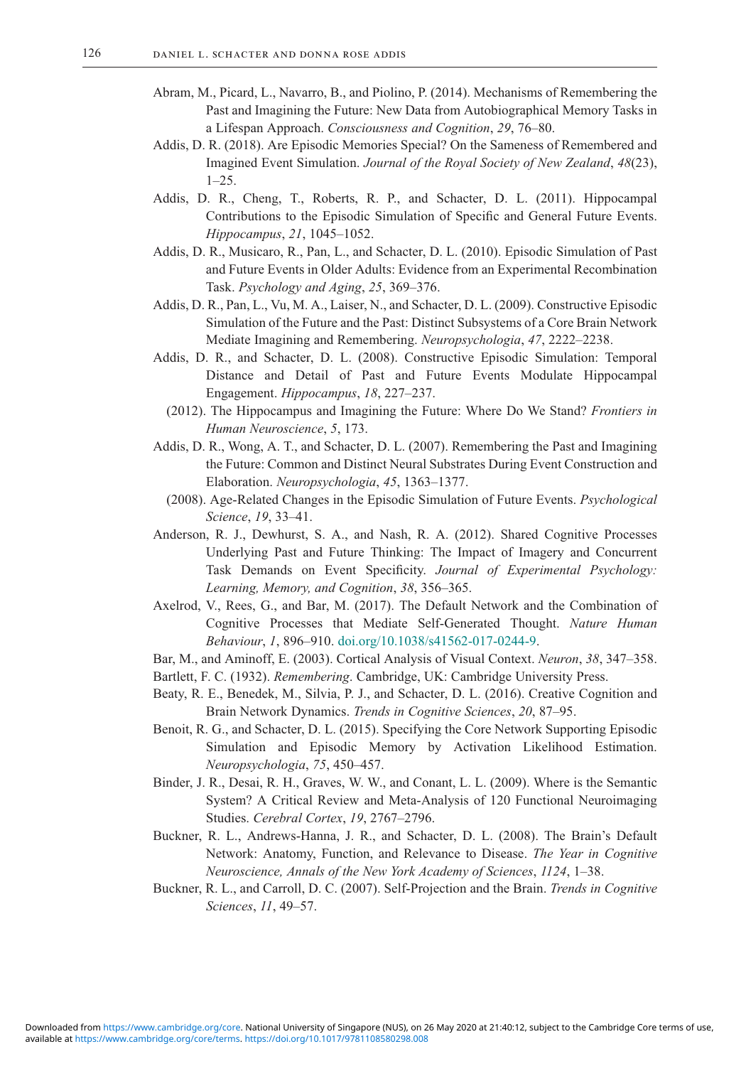Abram, M., Picard, L., Navarro, B., and Piolino, P. (2014). Mechanisms of Remembering the Past and Imagining the Future: New Data from Autobiographical Memory Tasks in a Lifespan Approach. *Consciousness and Cognition*, *29*, 76–80.

Addis, D. R. (2018). Are Episodic Memories Special? On the Sameness of Remembered and Imagined Event Simulation. *Journal of the Royal Society of New Zealand*, *48*(23), 1–25.

Addis, D. R., Cheng, T., Roberts, R. P., and Schacter, D. L. (2011). Hippocampal Contributions to the Episodic Simulation of Specific and General Future Events. *Hippocampus*, *21*, 1045–1052.

Addis, D. R., Musicaro, R., Pan, L., and Schacter, D. L. (2010). Episodic Simulation of Past and Future Events in Older Adults: Evidence from an Experimental Recombination Task. *Psychology and Aging*, *25*, 369–376.

Addis, D. R., Pan, L., Vu, M. A., Laiser, N., and Schacter, D. L. (2009). Constructive Episodic Simulation of the Future and the Past: Distinct Subsystems of a Core Brain Network Mediate Imagining and Remembering. *Neuropsychologia*, *47*, 2222–2238.

Addis, D. R., and Schacter, D. L. (2008). Constructive Episodic Simulation: Temporal Distance and Detail of Past and Future Events Modulate Hippocampal Engagement. *Hippocampus*, *18*, 227–237.

(2012). The Hippocampus and Imagining the Future: Where Do We Stand? *Frontiers in Human Neuroscience*, *5*, 173.

Addis, D. R., Wong, A. T., and Schacter, D. L. (2007). Remembering the Past and Imagining the Future: Common and Distinct Neural Substrates During Event Construction and Elaboration. *Neuropsychologia*, *45*, 1363–1377.

(2008). Age-Related Changes in the Episodic Simulation of Future Events. *Psychological Science*, *19*, 33–41.

Anderson, R. J., Dewhurst, S. A., and Nash, R. A. (2012). Shared Cognitive Processes Underlying Past and Future Thinking: The Impact of Imagery and Concurrent Task Demands on Event Specificity. *Journal of Experimental Psychology: Learning, Memory, and Cognition*, *38*, 356–365.

Axelrod, V., Rees, G., and Bar, M. (2017). The Default Network and the Combination of Cognitive Processes that Mediate Self-Generated Thought. *Nature Human Behaviour*, *1*, 896–910. doi.org/10.1038/s41562-017-0244-9.

Bar, M., and Aminoff, E. (2003). Cortical Analysis of Visual Context. *Neuron*, *38*, 347–358.

Bartlett, F. C. (1932). *Remembering*. Cambridge, UK: Cambridge University Press.

Beaty, R. E., Benedek, M., Silvia, P. J., and Schacter, D. L. (2016). Creative Cognition and Brain Network Dynamics. *Trends in Cognitive Sciences*, *20*, 87–95.

Benoit, R. G., and Schacter, D. L. (2015). Specifying the Core Network Supporting Episodic Simulation and Episodic Memory by Activation Likelihood Estimation. *Neuropsychologia*, *75*, 450–457.

Binder, J. R., Desai, R. H., Graves, W. W., and Conant, L. L. (2009). Where is the Semantic System? A Critical Review and Meta-Analysis of 120 Functional Neuroimaging Studies. *Cerebral Cortex*, *19*, 2767–2796.

Buckner, R. L., Andrews-Hanna, J. R., and Schacter, D. L. (2008). The Brain's Default Network: Anatomy, Function, and Relevance to Disease. *The Year in Cognitive Neuroscience, Annals of the New York Academy of Sciences*, *1124*, 1–38.

Buckner, R. L., and Carroll, D. C. (2007). Self-Projection and the Brain. *Trends in Cognitive Sciences*, *11*, 49–57.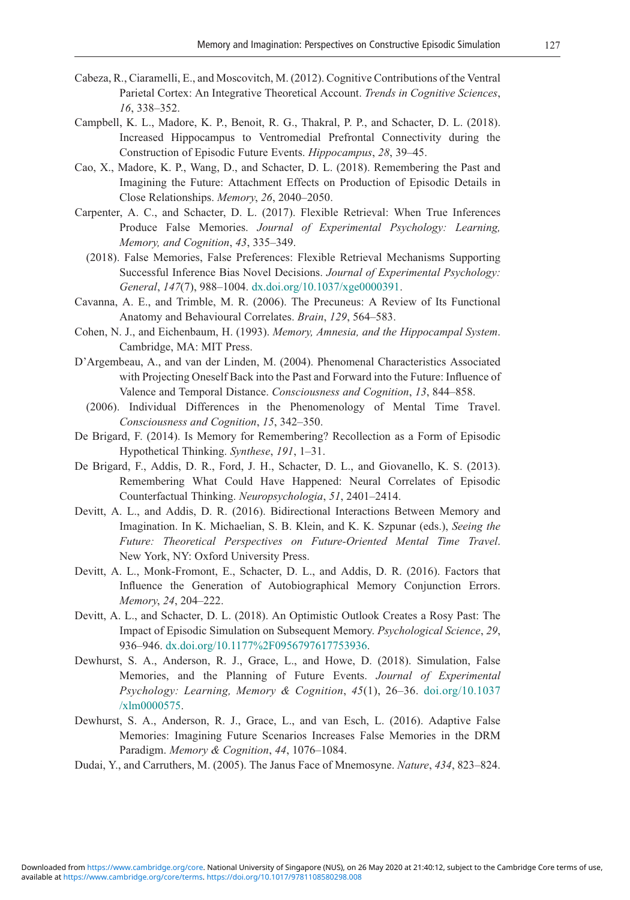Cabeza, R., Ciaramelli, E., and Moscovitch, M. (2012). Cognitive Contributions of the Ventral Parietal Cortex: An Integrative Theoretical Account. *Trends in Cognitive Sciences*, *16*, 338–352.

Campbell, K. L., Madore, K. P., Benoit, R. G., Thakral, P. P., and Schacter, D. L. (2018). Increased Hippocampus to Ventromedial Prefrontal Connectivity during the Construction of Episodic Future Events. *Hippocampus*, *28*, 39–45.

Cao, X., Madore, K. P., Wang, D., and Schacter, D. L. (2018). Remembering the Past and Imagining the Future: Attachment Effects on Production of Episodic Details in Close Relationships. *Memory*, *26*, 2040–2050.

Carpenter, A. C., and Schacter, D. L. (2017). Flexible Retrieval: When True Inferences Produce False Memories. *Journal of Experimental Psychology: Learning, Memory, and Cognition*, *43*, 335–349.

(2018). False Memories, False Preferences: Flexible Retrieval Mechanisms Supporting Successful Inference Bias Novel Decisions. *Journal of Experimental Psychology: General*, *147*(7), 988–1004. dx.doi.org/10.1037/xge0000391.

Cavanna, A. E., and Trimble, M. R. (2006). The Precuneus: A Review of Its Functional Anatomy and Behavioural Correlates. *Brain*, *129*, 564–583.

Cohen, N. J., and Eichenbaum, H. (1993). *Memory, Amnesia, and the Hippocampal System*. Cambridge, MA: MIT Press.

D'Argembeau, A., and van der Linden, M. (2004). Phenomenal Characteristics Associated with Projecting Oneself Back into the Past and Forward into the Future: Influence of Valence and Temporal Distance. *Consciousness and Cognition*, *13*, 844–858.

(2006). Individual Differences in the Phenomenology of Mental Time Travel. *Consciousness and Cognition*, *15*, 342–350.

De Brigard, F. (2014). Is Memory for Remembering? Recollection as a Form of Episodic Hypothetical Thinking. *Synthese*, *191*, 1–31.

De Brigard, F., Addis, D. R., Ford, J. H., Schacter, D. L., and Giovanello, K. S. (2013). Remembering What Could Have Happened: Neural Correlates of Episodic Counterfactual Thinking. *Neuropsychologia*, *51*, 2401–2414.

Devitt, A. L., and Addis, D. R. (2016). Bidirectional Interactions Between Memory and Imagination. In K. Michaelian, S. B. Klein, and K. K. Szpunar (eds.), *Seeing the Future: Theoretical Perspectives on Future-Oriented Mental Time Travel*. New York, NY: Oxford University Press.

Devitt, A. L., Monk-Fromont, E., Schacter, D. L., and Addis, D. R. (2016). Factors that Influence the Generation of Autobiographical Memory Conjunction Errors. *Memory*, *24*, 204–222.

Devitt, A. L., and Schacter, D. L. (2018). An Optimistic Outlook Creates a Rosy Past: The Impact of Episodic Simulation on Subsequent Memory. *Psychological Science*, *29*, 936–946. dx.doi.org/10.1177%2F0956797617753936.

Dewhurst, S. A., Anderson, R. J., Grace, L., and Howe, D. (2018). Simulation, False Memories, and the Planning of Future Events. *Journal of Experimental Psychology: Learning, Memory & Cognition*, *45*(1), 26–36. doi.org/10.1037/xlm0000575.

Dewhurst, S. A., Anderson, R. J., Grace, L., and van Esch, L. (2016). Adaptive False Memories: Imagining Future Scenarios Increases False Memories in the DRM Paradigm. *Memory & Cognition*, *44*, 1076–1084.

Dudai, Y., and Carruthers, M. (2005). The Janus Face of Mnemosyne. *Nature*, *434*, 823–824.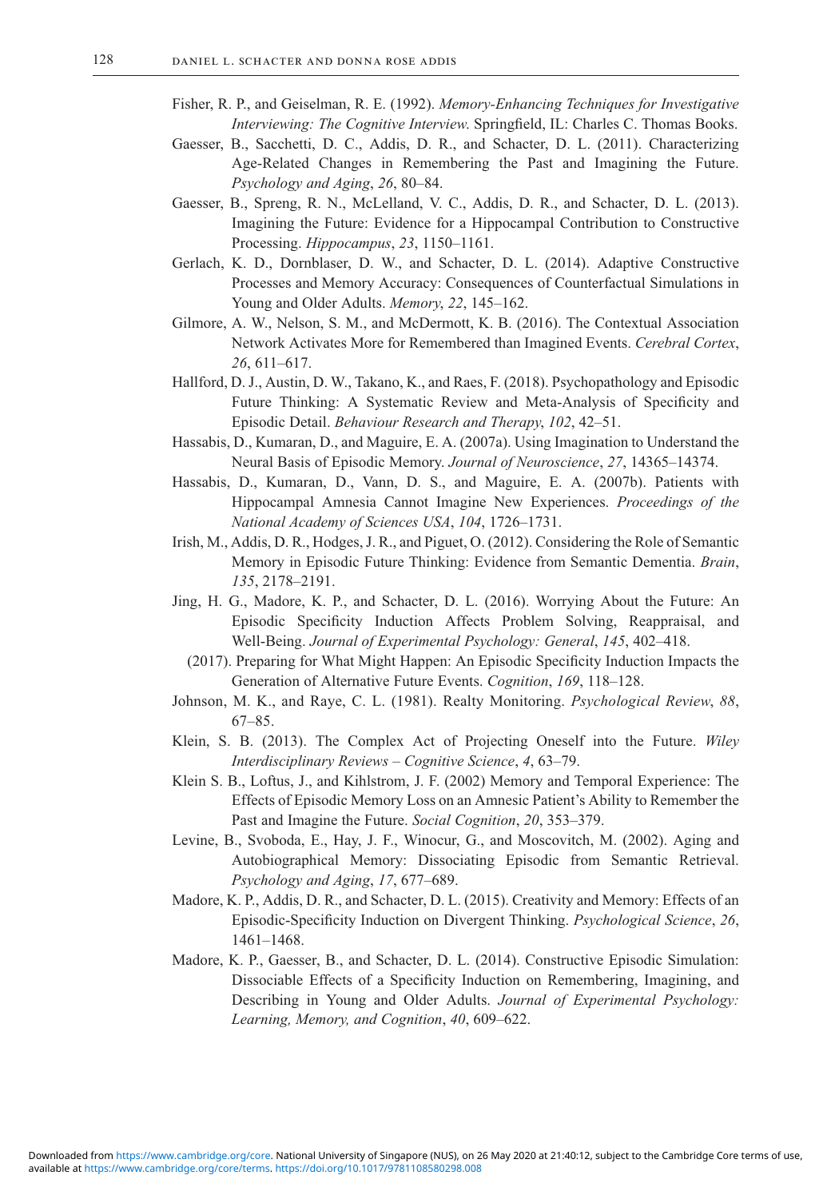Fisher, R. P., and Geiselman, R. E. (1992). *Memory-Enhancing Techniques for Investigative Interviewing: The Cognitive Interview*. Springfield, IL: Charles C. Thomas Books.

Gaesser, B., Sacchetti, D. C., Addis, D. R., and Schacter, D. L. (2011). Characterizing Age-Related Changes in Remembering the Past and Imagining the Future. *Psychology and Aging*, *26*, 80–84.

Gaesser, B., Spreng, R. N., McLelland, V. C., Addis, D. R., and Schacter, D. L. (2013). Imagining the Future: Evidence for a Hippocampal Contribution to Constructive Processing. *Hippocampus*, *23*, 1150–1161.

Gerlach, K. D., Dornblaser, D. W., and Schacter, D. L. (2014). Adaptive Constructive Processes and Memory Accuracy: Consequences of Counterfactual Simulations in Young and Older Adults. *Memory*, *22*, 145–162.

Gilmore, A. W., Nelson, S. M., and McDermott, K. B. (2016). The Contextual Association Network Activates More for Remembered than Imagined Events. *Cerebral Cortex*, *26*, 611–617.

Hallford, D. J., Austin, D. W., Takano, K., and Raes, F. (2018). Psychopathology and Episodic Future Thinking: A Systematic Review and Meta-Analysis of Specificity and Episodic Detail. *Behaviour Research and Therapy*, *102*, 42–51.

Hassabis, D., Kumaran, D., and Maguire, E. A. (2007a). Using Imagination to Understand the Neural Basis of Episodic Memory. *Journal of Neuroscience*, *27*, 14365–14374.

Hassabis, D., Kumaran, D., Vann, D. S., and Maguire, E. A. (2007b). Patients with Hippocampal Amnesia Cannot Imagine New Experiences. *Proceedings of the National Academy of Sciences USA*, *104*, 1726–1731.

Irish, M., Addis, D. R., Hodges, J. R., and Piguet, O. (2012). Considering the Role of Semantic Memory in Episodic Future Thinking: Evidence from Semantic Dementia. *Brain*, *135*, 2178–2191.

Jing, H. G., Madore, K. P., and Schacter, D. L. (2016). Worrying About the Future: An Episodic Specificity Induction Affects Problem Solving, Reappraisal, and Well-Being. *Journal of Experimental Psychology: General*, *145*, 402–418.

(2017). Preparing for What Might Happen: An Episodic Specificity Induction Impacts the Generation of Alternative Future Events. *Cognition*, *169*, 118–128.

Johnson, M. K., and Raye, C. L. (1981). Realty Monitoring. *Psychological Review*, *88*, 67–85.

Klein, S. B. (2013). The Complex Act of Projecting Oneself into the Future. *Wiley Interdisciplinary Reviews – Cognitive Science*, *4*, 63–79.

Klein S. B., Loftus, J., and Kihlstrom, J. F. (2002) Memory and Temporal Experience: The Effects of Episodic Memory Loss on an Amnesic Patient's Ability to Remember the Past and Imagine the Future. *Social Cognition*, *20*, 353–379.

Levine, B., Svoboda, E., Hay, J. F., Winocur, G., and Moscovitch, M. (2002). Aging and Autobiographical Memory: Dissociating Episodic from Semantic Retrieval. *Psychology and Aging*, *17*, 677–689.

Madore, K. P., Addis, D. R., and Schacter, D. L. (2015). Creativity and Memory: Effects of an Episodic-Specificity Induction on Divergent Thinking. *Psychological Science*, *26*, 1461–1468.

Madore, K. P., Gaesser, B., and Schacter, D. L. (2014). Constructive Episodic Simulation: Dissociable Effects of a Specificity Induction on Remembering, Imagining, and Describing in Young and Older Adults. *Journal of Experimental Psychology: Learning, Memory, and Cognition*, *40*, 609–622.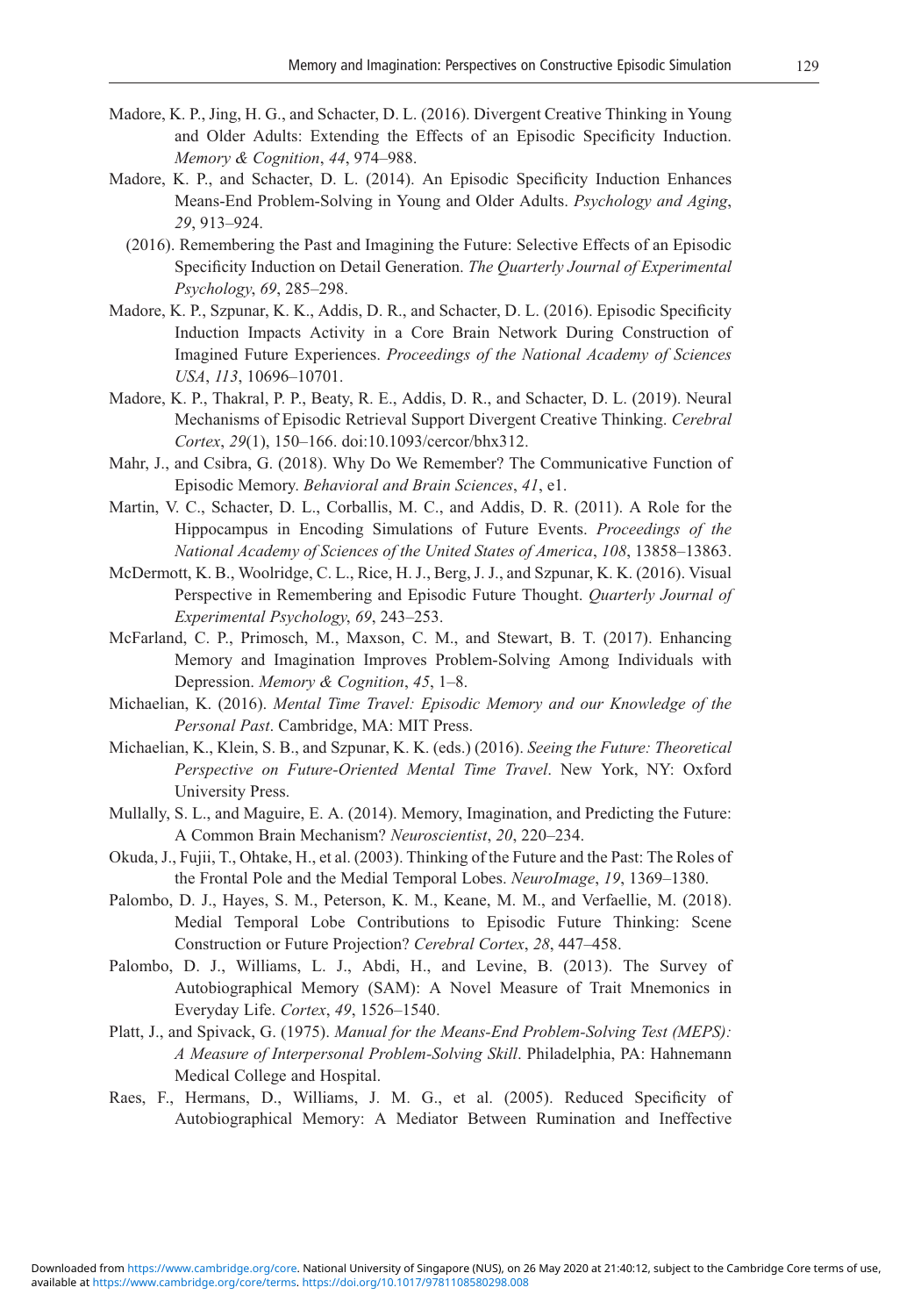Madore, K. P., Jing, H. G., and Schacter, D. L. (2016). Divergent Creative Thinking in Young and Older Adults: Extending the Effects of an Episodic Specificity Induction. *Memory & Cognition*, *44*, 974–988.

Madore, K. P., and Schacter, D. L. (2014). An Episodic Specificity Induction Enhances Means-End Problem-Solving in Young and Older Adults. *Psychology and Aging*, *29*, 913–924.

(2016). Remembering the Past and Imagining the Future: Selective Effects of an Episodic Specificity Induction on Detail Generation. *The Quarterly Journal of Experimental Psychology*, *69*, 285–298.

Madore, K. P., Szpunar, K. K., Addis, D. R., and Schacter, D. L. (2016). Episodic Specificity Induction Impacts Activity in a Core Brain Network During Construction of Imagined Future Experiences. *Proceedings of the National Academy of Sciences USA*, *113*, 10696–10701.

Madore, K. P., Thakral, P. P., Beaty, R. E., Addis, D. R., and Schacter, D. L. (2019). Neural Mechanisms of Episodic Retrieval Support Divergent Creative Thinking. *Cerebral Cortex*, *29*(1), 150–166. doi:10.1093/cercor/bhx312.

Mahr, J., and Csibra, G. (2018). Why Do We Remember? The Communicative Function of Episodic Memory. *Behavioral and Brain Sciences*, *41*, e1.

Martin, V. C., Schacter, D. L., Corballis, M. C., and Addis, D. R. (2011). A Role for the Hippocampus in Encoding Simulations of Future Events. *Proceedings of the National Academy of Sciences of the United States of America*, *108*, 13858–13863.

McDermott, K. B., Woolridge, C. L., Rice, H. J., Berg, J. J., and Szpunar, K. K. (2016). Visual Perspective in Remembering and Episodic Future Thought. *Quarterly Journal of Experimental Psychology*, *69*, 243–253.

McFarland, C. P., Primosch, M., Maxson, C. M., and Stewart, B. T. (2017). Enhancing Memory and Imagination Improves Problem-Solving Among Individuals with Depression. *Memory & Cognition*, *45*, 1–8.

Michaelian, K. (2016). *Mental Time Travel: Episodic Memory and our Knowledge of the Personal Past*. Cambridge, MA: MIT Press.

Michaelian, K., Klein, S. B., and Szpunar, K. K. (eds.) (2016). *Seeing the Future: Theoretical Perspective on Future-Oriented Mental Time Travel*. New York, NY: Oxford University Press.

Mullally, S. L., and Maguire, E. A. (2014). Memory, Imagination, and Predicting the Future: A Common Brain Mechanism? *Neuroscientist*, *20*, 220–234.

Okuda, J., Fujii, T., Ohtake, H., et al. (2003). Thinking of the Future and the Past: The Roles of the Frontal Pole and the Medial Temporal Lobes. *NeuroImage*, *19*, 1369–1380.

Palombo, D. J., Hayes, S. M., Peterson, K. M., Keane, M. M., and Verfaellie, M. (2018). Medial Temporal Lobe Contributions to Episodic Future Thinking: Scene Construction or Future Projection? *Cerebral Cortex*, *28*, 447–458.

Palombo, D. J., Williams, L. J., Abdi, H., and Levine, B. (2013). The Survey of Autobiographical Memory (SAM): A Novel Measure of Trait Mnemonics in Everyday Life. *Cortex*, *49*, 1526–1540.

Platt, J., and Spivack, G. (1975). *Manual for the Means-End Problem-Solving Test (MEPS): A Measure of Interpersonal Problem-Solving Skill*. Philadelphia, PA: Hahnemann Medical College and Hospital.

Raes, F., Hermans, D., Williams, J. M. G., et al. (2005). Reduced Specificity of Autobiographical Memory: A Mediator Between Rumination and Ineffective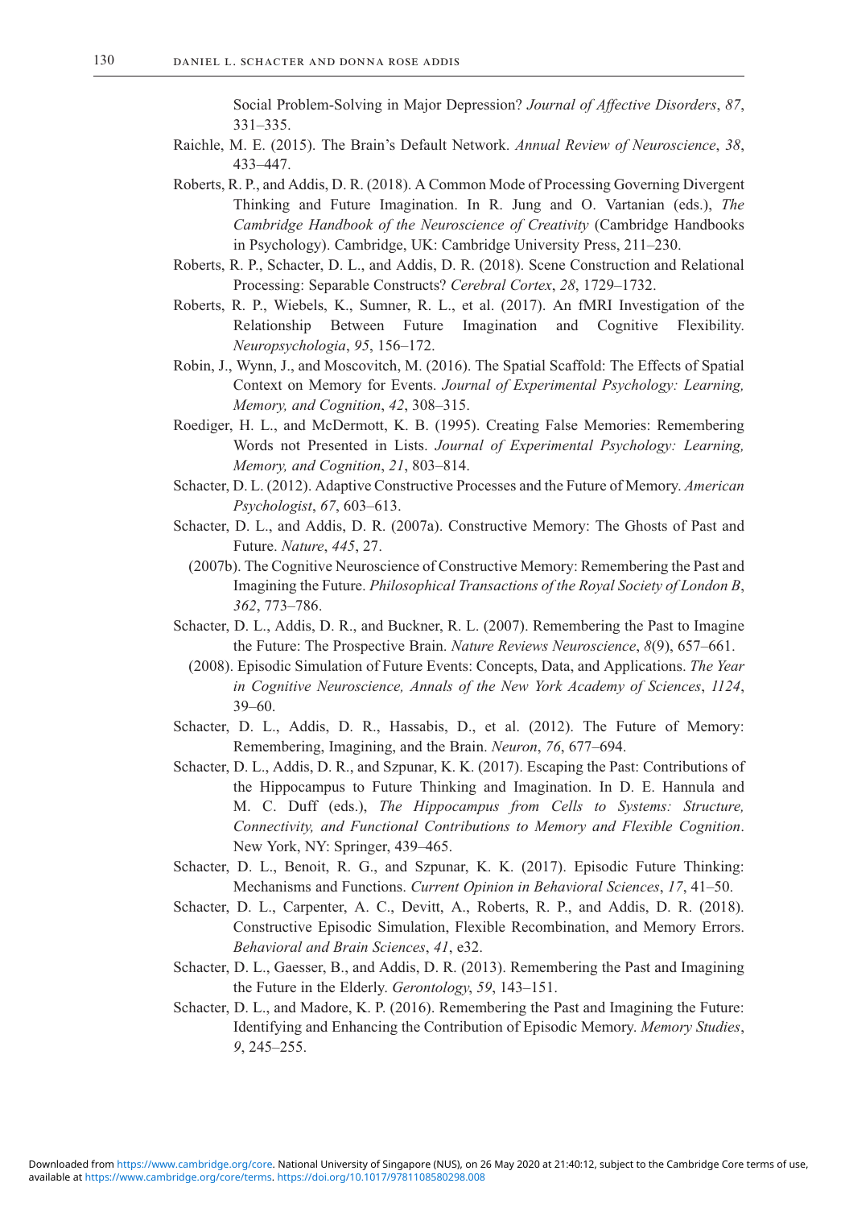Social Problem-Solving in Major Depression? *Journal of Affective Disorders*, *87*, 331–335.

Raichle, M. E. (2015). The Brain's Default Network. *Annual Review of Neuroscience*, *38*, 433–447.

Roberts, R. P., and Addis, D. R. (2018). A Common Mode of Processing Governing Divergent Thinking and Future Imagination. In R. Jung and O. Vartanian (eds.), *The Cambridge Handbook of the Neuroscience of Creativity* (Cambridge Handbooks in Psychology). Cambridge, UK: Cambridge University Press, 211–230.

Roberts, R. P., Schacter, D. L., and Addis, D. R. (2018). Scene Construction and Relational Processing: Separable Constructs? *Cerebral Cortex*, *28*, 1729–1732.

Roberts, R. P., Wiebels, K., Sumner, R. L., et al. (2017). An fMRI Investigation of the Relationship Between Future Imagination and Cognitive Flexibility. *Neuropsychologia*, *95*, 156–172.

Robin, J., Wynn, J., and Moscovitch, M. (2016). The Spatial Scaffold: The Effects of Spatial Context on Memory for Events. *Journal of Experimental Psychology: Learning, Memory, and Cognition*, *42*, 308–315.

Roediger, H. L., and McDermott, K. B. (1995). Creating False Memories: Remembering Words not Presented in Lists. *Journal of Experimental Psychology: Learning, Memory, and Cognition*, *21*, 803–814.

Schacter, D. L. (2012). Adaptive Constructive Processes and the Future of Memory. *American Psychologist*, *67*, 603–613.

Schacter, D. L., and Addis, D. R. (2007a). Constructive Memory: The Ghosts of Past and Future. *Nature*, *445*, 27.

(2007b). The Cognitive Neuroscience of Constructive Memory: Remembering the Past and Imagining the Future. *Philosophical Transactions of the Royal Society of London B*, *362*, 773–786.

Schacter, D. L., Addis, D. R., and Buckner, R. L. (2007). Remembering the Past to Imagine the Future: The Prospective Brain. *Nature Reviews Neuroscience*, *8*(9), 657–661.

(2008). Episodic Simulation of Future Events: Concepts, Data, and Applications. *The Year in Cognitive Neuroscience, Annals of the New York Academy of Sciences*, *1124*, 39–60.

Schacter, D. L., Addis, D. R., Hassabis, D., et al. (2012). The Future of Memory: Remembering, Imagining, and the Brain. *Neuron*, *76*, 677–694.

Schacter, D. L., Addis, D. R., and Szpunar, K. K. (2017). Escaping the Past: Contributions of the Hippocampus to Future Thinking and Imagination. In D. E. Hannula and M. C. Duff (eds.), *The Hippocampus from Cells to Systems: Structure, Connectivity, and Functional Contributions to Memory and Flexible Cognition*. New York, NY: Springer, 439–465.

Schacter, D. L., Benoit, R. G., and Szpunar, K. K. (2017). Episodic Future Thinking: Mechanisms and Functions. *Current Opinion in Behavioral Sciences*, *17*, 41–50.

Schacter, D. L., Carpenter, A. C., Devitt, A., Roberts, R. P., and Addis, D. R. (2018). Constructive Episodic Simulation, Flexible Recombination, and Memory Errors. *Behavioral and Brain Sciences*, *41*, e32.

Schacter, D. L., Gaesser, B., and Addis, D. R. (2013). Remembering the Past and Imagining the Future in the Elderly. *Gerontology*, *59*, 143–151.

Schacter, D. L., and Madore, K. P. (2016). Remembering the Past and Imagining the Future: Identifying and Enhancing the Contribution of Episodic Memory. *Memory Studies*, *9*, 245–255.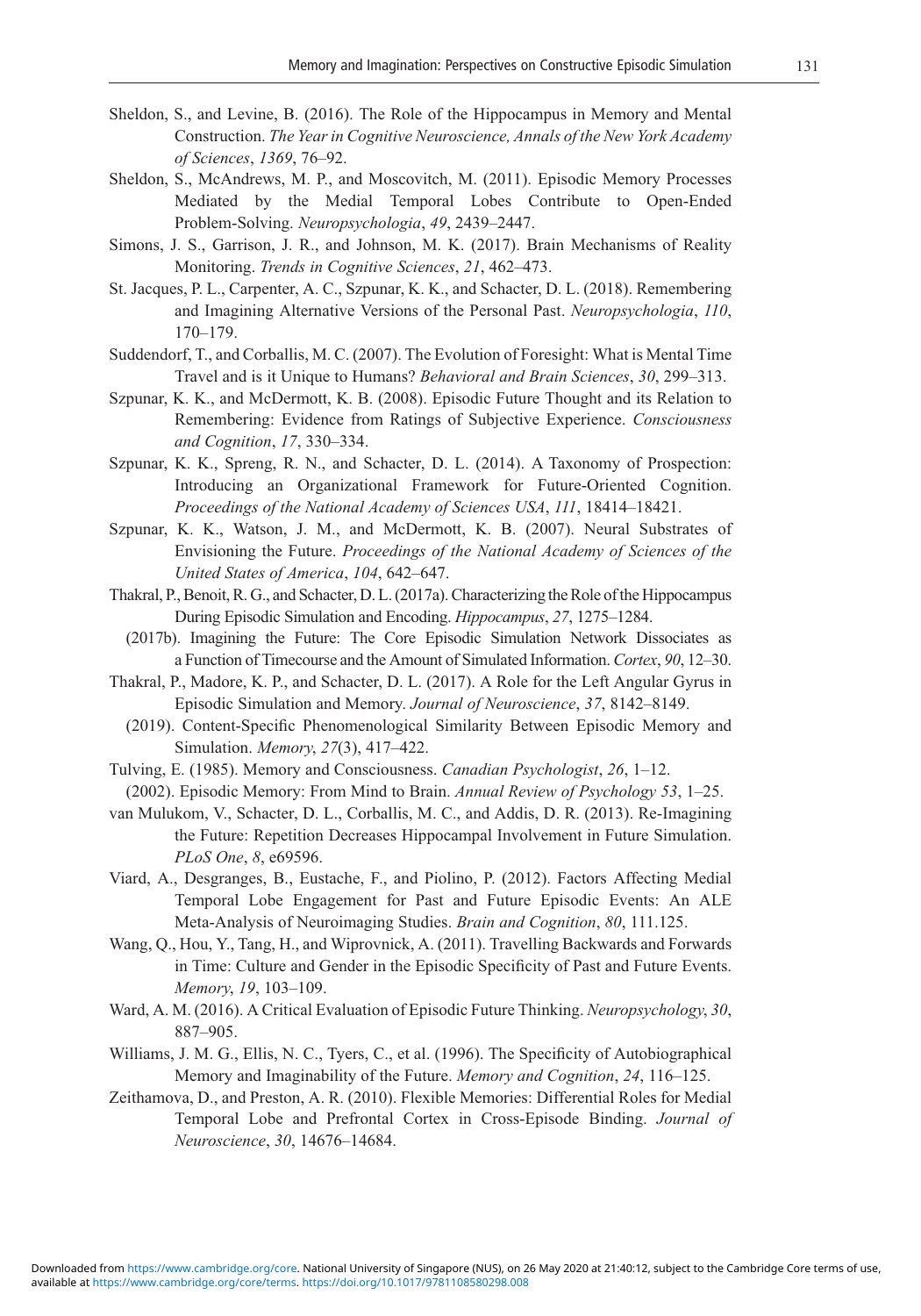Sheldon, S., and Levine, B. (2016). The Role of the Hippocampus in Memory and Mental Construction. *The Year in Cognitive Neuroscience, Annals of the New York Academy of Sciences*, *1369*, 76–92.

Sheldon, S., McAndrews, M. P., and Moscovitch, M. (2011). Episodic Memory Processes Mediated by the Medial Temporal Lobes Contribute to Open-Ended Problem-Solving. *Neuropsychologia*, *49*, 2439–2447.

Simons, J. S., Garrison, J. R., and Johnson, M. K. (2017). Brain Mechanisms of Reality Monitoring. *Trends in Cognitive Sciences*, *21*, 462–473.

St. Jacques, P. L., Carpenter, A. C., Szpunar, K. K., and Schacter, D. L. (2018). Remembering and Imagining Alternative Versions of the Personal Past. *Neuropsychologia*, *110*, 170–179.

Suddendorf, T., and Corballis, M. C. (2007). The Evolution of Foresight: What is Mental Time Travel and is it Unique to Humans? *Behavioral and Brain Sciences*, *30*, 299–313.

Szpunar, K. K., and McDermott, K. B. (2008). Episodic Future Thought and its Relation to Remembering: Evidence from Ratings of Subjective Experience. *Consciousness and Cognition*, *17*, 330–334.

Szpunar, K. K., Spreng, R. N., and Schacter, D. L. (2014). A Taxonomy of Prospection: Introducing an Organizational Framework for Future-Oriented Cognition. *Proceedings of the National Academy of Sciences USA*, *111*, 18414–18421.

Szpunar, K. K., Watson, J. M., and McDermott, K. B. (2007). Neural Substrates of Envisioning the Future. *Proceedings of the National Academy of Sciences of the United States of America*, *104*, 642–647.

Thakral, P., Benoit, R. G., and Schacter, D. L. (2017a). Characterizing the Role of the Hippocampus During Episodic Simulation and Encoding. *Hippocampus*, *27*, 1275–1284.

(2017b). Imagining the Future: The Core Episodic Simulation Network Dissociates as a Function of Timecourse and the Amount of Simulated Information. *Cortex*, *90*, 12–30.

Thakral, P., Madore, K. P., and Schacter, D. L. (2017). A Role for the Left Angular Gyrus in Episodic Simulation and Memory. *Journal of Neuroscience*, *37*, 8142–8149.

(2019). Content-Specific Phenomenological Similarity Between Episodic Memory and Simulation. *Memory*, *27*(3), 417–422.

Tulving, E. (1985). Memory and Consciousness. *Canadian Psychologist*, *26*, 1–12.

(2002). Episodic Memory: From Mind to Brain. *Annual Review of Psychology 53*, 1–25.

van Mulukom, V., Schacter, D. L., Corballis, M. C., and Addis, D. R. (2013). Re-Imagining the Future: Repetition Decreases Hippocampal Involvement in Future Simulation. *PLoS One*, *8*, e69596.

Viard, A., Desgranges, B., Eustache, F., and Piolino, P. (2012). Factors Affecting Medial Temporal Lobe Engagement for Past and Future Episodic Events: An ALE Meta-Analysis of Neuroimaging Studies. *Brain and Cognition*, *80*, 111.125.

Wang, Q., Hou, Y., Tang, H., and Wiprovnick, A. (2011). Travelling Backwards and Forwards in Time: Culture and Gender in the Episodic Specificity of Past and Future Events. *Memory*, *19*, 103–109.

Ward, A. M. (2016). A Critical Evaluation of Episodic Future Thinking. *Neuropsychology*, *30*, 887–905.

Williams, J. M. G., Ellis, N. C., Tyers, C., et al. (1996). The Specificity of Autobiographical Memory and Imaginability of the Future. *Memory and Cognition*, *24*, 116–125.

Zeithamova, D., and Preston, A. R. (2010). Flexible Memories: Differential Roles for Medial Temporal Lobe and Prefrontal Cortex in Cross-Episode Binding. *Journal of Neuroscience*, *30*, 14676–14684.